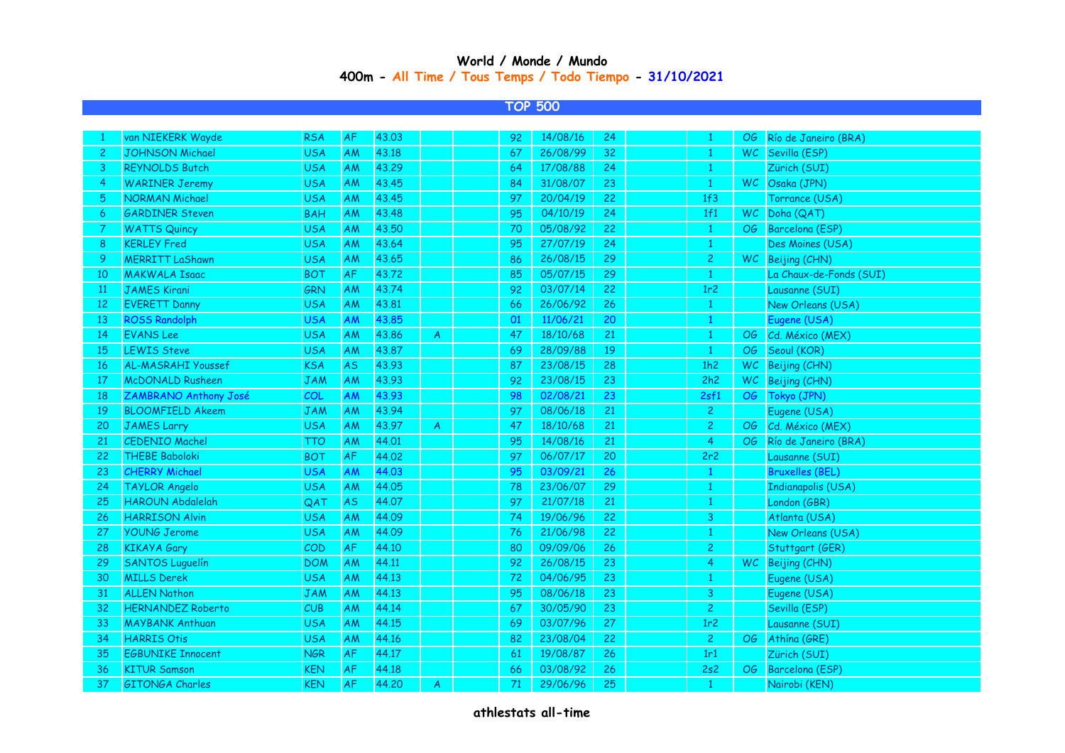# World / Monde / Mundo

## 400m - All Time / Tous Temps / Todo Tiempo - 31/10/2021

### TOP 500

| | | | | | | | | | | | | | |
|---|---|---|---|---|---|---|---|---|---|---|---|---|---|
| 1 | van NIEKERK Wayde | RSA | AF | 43.03 | | | 92 | 14/08/16 | 24 | | 1 | OG | Río de Janeiro (BRA) |
| 2 | JOHNSON Michael | USA | AM | 43.18 | | | 67 | 26/08/99 | 32 | | 1 | WC | Sevilla (ESP) |
| 3 | REYNOLDS Butch | USA | AM | 43.29 | | | 64 | 17/08/88 | 24 | | 1 | | Zürich (SUI) |
| 4 | WARINER Jeremy | USA | AM | 43.45 | | | 84 | 31/08/07 | 23 | | 1 | WC | Osaka (JPN) |
| 5 | NORMAN Michael | USA | AM | 43.45 | | | 97 | 20/04/19 | 22 | | 1f3 | | Torrance (USA) |
| 6 | GARDINER Steven | BAH | AM | 43.48 | | | 95 | 04/10/19 | 24 | | 1f1 | WC | Doha (QAT) |
| 7 | WATTS Quincy | USA | AM | 43.50 | | | 70 | 05/08/92 | 22 | | 1 | OG | Barcelona (ESP) |
| 8 | KERLEY Fred | USA | AM | 43.64 | | | 95 | 27/07/19 | 24 | | 1 | | Des Moines (USA) |
| 9 | MERRITT LaShawn | USA | AM | 43.65 | | | 86 | 26/08/15 | 29 | | 2 | WC | Beijing (CHN) |
| 10 | MAKWALA Isaac | BOT | AF | 43.72 | | | 85 | 05/07/15 | 29 | | 1 | | La Chaux-de-Fonds (SUI) |
| 11 | JAMES Kirani | GRN | AM | 43.74 | | | 92 | 03/07/14 | 22 | | 1r2 | | Lausanne (SUI) |
| 12 | EVERETT Danny | USA | AM | 43.81 | | | 66 | 26/06/92 | 26 | | 1 | | New Orleans (USA) |
| 13 | ROSS Randolph | USA | AM | 43.85 | | | 01 | 11/06/21 | 20 | | 1 | | Eugene (USA) |
| 14 | EVANS Lee | USA | AM | 43.86 | A | | 47 | 18/10/68 | 21 | | 1 | OG | Cd. México (MEX) |
| 15 | LEWIS Steve | USA | AM | 43.87 | | | 69 | 28/09/88 | 19 | | 1 | OG | Seoul (KOR) |
| 16 | AL-MASRAHI Youssef | KSA | AS | 43.93 | | | 87 | 23/08/15 | 28 | | 1h2 | WC | Beijing (CHN) |
| 17 | McDONALD Rusheen | JAM | AM | 43.93 | | | 92 | 23/08/15 | 23 | | 2h2 | WC | Beijing (CHN) |
| 18 | ZAMBRANO Anthony José | COL | AM | 43.93 | | | 98 | 02/08/21 | 23 | | 2sf1 | OG | Tokyo (JPN) |
| 19 | BLOOMFIELD Akeem | JAM | AM | 43.94 | | | 97 | 08/06/18 | 21 | | 2 | | Eugene (USA) |
| 20 | JAMES Larry | USA | AM | 43.97 | A | | 47 | 18/10/68 | 21 | | 2 | OG | Cd. México (MEX) |
| 21 | CEDENIO Machel | TTO | AM | 44.01 | | | 95 | 14/08/16 | 21 | | 4 | OG | Río de Janeiro (BRA) |
| 22 | THEBE Baboloki | BOT | AF | 44.02 | | | 97 | 06/07/17 | 20 | | 2r2 | | Lausanne (SUI) |
| 23 | CHERRY Michael | USA | AM | 44.03 | | | 95 | 03/09/21 | 26 | | 1 | | Bruxelles (BEL) |
| 24 | TAYLOR Angelo | USA | AM | 44.05 | | | 78 | 23/06/07 | 29 | | 1 | | Indianapolis (USA) |
| 25 | HAROUN Abdalelah | QAT | AS | 44.07 | | | 97 | 21/07/18 | 21 | | 1 | | London (GBR) |
| 26 | HARRISON Alvin | USA | AM | 44.09 | | | 74 | 19/06/96 | 22 | | 3 | | Atlanta (USA) |
| 27 | YOUNG Jerome | USA | AM | 44.09 | | | 76 | 21/06/98 | 22 | | 1 | | New Orleans (USA) |
| 28 | KIKAYA Gary | COD | AF | 44.10 | | | 80 | 09/09/06 | 26 | | 2 | | Stuttgart (GER) |
| 29 | SANTOS Luguelín | DOM | AM | 44.11 | | | 92 | 26/08/15 | 23 | | 4 | WC | Beijing (CHN) |
| 30 | MILLS Derek | USA | AM | 44.13 | | | 72 | 04/06/95 | 23 | | 1 | | Eugene (USA) |
| 31 | ALLEN Nathon | JAM | AM | 44.13 | | | 95 | 08/06/18 | 23 | | 3 | | Eugene (USA) |
| 32 | HERNANDEZ Roberto | CUB | AM | 44.14 | | | 67 | 30/05/90 | 23 | | 2 | | Sevilla (ESP) |
| 33 | MAYBANK Anthuan | USA | AM | 44.15 | | | 69 | 03/07/96 | 27 | | 1r2 | | Lausanne (SUI) |
| 34 | HARRIS Otis | USA | AM | 44.16 | | | 82 | 23/08/04 | 22 | | 2 | OG | Athína (GRE) |
| 35 | EGBUNIKE Innocent | NGR | AF | 44.17 | | | 61 | 19/08/87 | 26 | | 1r1 | | Zürich (SUI) |
| 36 | KITUR Samson | KEN | AF | 44.18 | | | 66 | 03/08/92 | 26 | | 2s2 | OG | Barcelona (ESP) |
| 37 | GITONGA Charles | KEN | AF | 44.20 | A | | 71 | 29/06/96 | 25 | | 1 | | Nairobi (KEN) |

**athlestats all-time**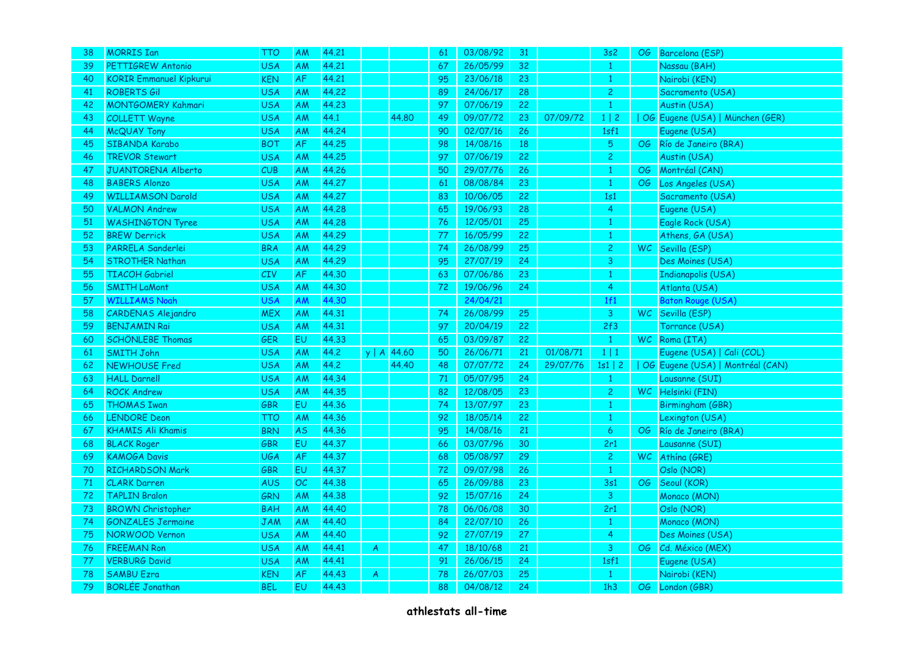| | | | | | | | | | | | | | |
|---|---|---|---|---|---|---|---|---|---|---|---|---|---|
| 38 | MORRIS Ian | TTO | AM | 44.21 | | | 61 | 03/08/92 | 31 | | 3s2 | OG | Barcelona (ESP) |
| 39 | PETTIGREW Antonio | USA | AM | 44.21 | | | 67 | 26/05/99 | 32 | | 1 | | Nassau (BAH) |
| 40 | KORIR Emmanuel Kipkurui | KEN | AF | 44.21 | | | 95 | 23/06/18 | 23 | | 1 | | Nairobi (KEN) |
| 41 | ROBERTS Gil | USA | AM | 44.22 | | | 89 | 24/06/17 | 28 | | 2 | | Sacramento (USA) |
| 42 | MONTGOMERY Kahmari | USA | AM | 44.23 | | | 97 | 07/06/19 | 22 | | 1 | | Austin (USA) |
| 43 | COLLETT Wayne | USA | AM | 44.1 | | 44.80 | 49 | 09/07/72 | 23 | 07/09/72 | 1 \| 2 | \| OG | Eugene (USA) \| München (GER) |
| 44 | McQUAY Tony | USA | AM | 44.24 | | | 90 | 02/07/16 | 26 | | 1sf1 | | Eugene (USA) |
| 45 | SIBANDA Karabo | BOT | AF | 44.25 | | | 98 | 14/08/16 | 18 | | 5 | OG | Río de Janeiro (BRA) |
| 46 | TREVOR Stewart | USA | AM | 44.25 | | | 97 | 07/06/19 | 22 | | 2 | | Austin (USA) |
| 47 | JUANTORENA Alberto | CUB | AM | 44.26 | | | 50 | 29/07/76 | 26 | | 1 | OG | Montréal (CAN) |
| 48 | BABERS Alonzo | USA | AM | 44.27 | | | 61 | 08/08/84 | 23 | | 1 | OG | Los Angeles (USA) |
| 49 | WILLIAMSON Darold | USA | AM | 44.27 | | | 83 | 10/06/05 | 22 | | 1s1 | | Sacramento (USA) |
| 50 | VALMON Andrew | USA | AM | 44.28 | | | 65 | 19/06/93 | 28 | | 4 | | Eugene (USA) |
| 51 | WASHINGTON Tyree | USA | AM | 44.28 | | | 76 | 12/05/01 | 25 | | 1 | | Eagle Rock (USA) |
| 52 | BREW Derrick | USA | AM | 44.29 | | | 77 | 16/05/99 | 22 | | 1 | | Athens, GA (USA) |
| 53 | PARRELA Sanderlei | BRA | AM | 44.29 | | | 74 | 26/08/99 | 25 | | 2 | WC | Sevilla (ESP) |
| 54 | STROTHER Nathan | USA | AM | 44.29 | | | 95 | 27/07/19 | 24 | | 3 | | Des Moines (USA) |
| 55 | TIACOH Gabriel | CIV | AF | 44.30 | | | 63 | 07/06/86 | 23 | | 1 | | Indianapolis (USA) |
| 56 | SMITH LaMont | USA | AM | 44.30 | | | 72 | 19/06/96 | 24 | | 4 | | Atlanta (USA) |
| 57 | WILLIAMS Noah | USA | AM | 44.30 | | | | 24/04/21 | | | 1f1 | | Baton Rouge (USA) |
| 58 | CARDENAS Alejandro | MEX | AM | 44.31 | | | 74 | 26/08/99 | 25 | | 3 | WC | Sevilla (ESP) |
| 59 | BENJAMIN Rai | USA | AM | 44.31 | | | 97 | 20/04/19 | 22 | | 2f3 | | Torrance (USA) |
| 60 | SCHÖNLEBE Thomas | GER | EU | 44.33 | | | 65 | 03/09/87 | 22 | | 1 | WC | Roma (ITA) |
| 61 | SMITH John | USA | AM | 44.2 | y \| A | 44.60 | 50 | 26/06/71 | 21 | 01/08/71 | 1 \| 1 | | Eugene (USA) \| Cali (COL) |
| 62 | NEWHOUSE Fred | USA | AM | 44.2 | | 44.40 | 48 | 07/07/72 | 24 | 29/07/76 | 1s1 \| 2 | \| OG | Eugene (USA) \| Montréal (CAN) |
| 63 | HALL Darnell | USA | AM | 44.34 | | | 71 | 05/07/95 | 24 | | 1 | | Lausanne (SUI) |
| 64 | ROCK Andrew | USA | AM | 44.35 | | | 82 | 12/08/05 | 23 | | 2 | WC | Helsinki (FIN) |
| 65 | THOMAS Iwan | GBR | EU | 44.36 | | | 74 | 13/07/97 | 23 | | 1 | | Birmingham (GBR) |
| 66 | LENDORE Deon | TTO | AM | 44.36 | | | 92 | 18/05/14 | 22 | | 1 | | Lexington (USA) |
| 67 | KHAMIS Ali Khamis | BRN | AS | 44.36 | | | 95 | 14/08/16 | 21 | | 6 | OG | Río de Janeiro (BRA) |
| 68 | BLACK Roger | GBR | EU | 44.37 | | | 66 | 03/07/96 | 30 | | 2r1 | | Lausanne (SUI) |
| 69 | KAMOGA Davis | UGA | AF | 44.37 | | | 68 | 05/08/97 | 29 | | 2 | WC | Athína (GRE) |
| 70 | RICHARDSON Mark | GBR | EU | 44.37 | | | 72 | 09/07/98 | 26 | | 1 | | Oslo (NOR) |
| 71 | CLARK Darren | AUS | OC | 44.38 | | | 65 | 26/09/88 | 23 | | 3s1 | OG | Seoul (KOR) |
| 72 | TAPLIN Bralon | GRN | AM | 44.38 | | | 92 | 15/07/16 | 24 | | 3 | | Monaco (MON) |
| 73 | BROWN Christopher | BAH | AM | 44.40 | | | 78 | 06/06/08 | 30 | | 2r1 | | Oslo (NOR) |
| 74 | GONZALES Jermaine | JAM | AM | 44.40 | | | 84 | 22/07/10 | 26 | | 1 | | Monaco (MON) |
| 75 | NORWOOD Vernon | USA | AM | 44.40 | | | 92 | 27/07/19 | 27 | | 4 | | Des Moines (USA) |
| 76 | FREEMAN Ron | USA | AM | 44.41 | A | | 47 | 18/10/68 | 21 | | 3 | OG | Cd. México (MEX) |
| 77 | VERBURG David | USA | AM | 44.41 | | | 91 | 26/06/15 | 24 | | 1sf1 | | Eugene (USA) |
| 78 | SAMBU Ezra | KEN | AF | 44.43 | A | | 78 | 26/07/03 | 25 | | 1 | | Nairobi (KEN) |
| 79 | BORLÉE Jonathan | BEL | EU | 44.43 | | | 88 | 04/08/12 | 24 | | 1h3 | OG | London (GBR) |

**athlestats all-time**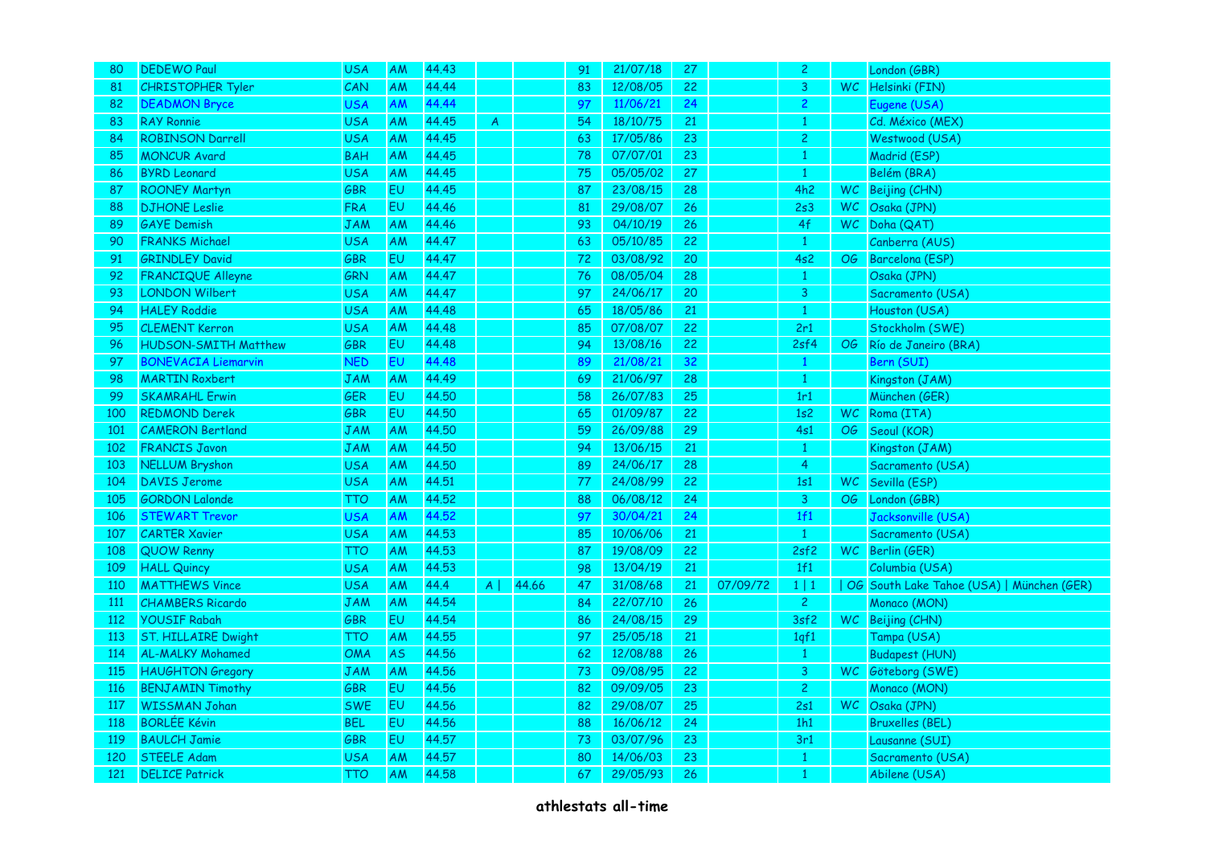| | | | | | | | | | | | | | |
|---|---|---|---|---|---|---|---|---|---|---|---|---|---|
| 80 | DEDEWO Paul | USA | AM | 44.43 | | | 91 | 21/07/18 | 27 | | 2 | | London (GBR) |
| 81 | CHRISTOPHER Tyler | CAN | AM | 44.44 | | | 83 | 12/08/05 | 22 | | 3 | WC | Helsinki (FIN) |
| 82 | DEADMON Bryce | USA | AM | 44.44 | | | 97 | 11/06/21 | 24 | | 2 | | Eugene (USA) |
| 83 | RAY Ronnie | USA | AM | 44.45 | A | | 54 | 18/10/75 | 21 | | 1 | | Cd. México (MEX) |
| 84 | ROBINSON Darrell | USA | AM | 44.45 | | | 63 | 17/05/86 | 23 | | 2 | | Westwood (USA) |
| 85 | MONCUR Avard | BAH | AM | 44.45 | | | 78 | 07/07/01 | 23 | | 1 | | Madrid (ESP) |
| 86 | BYRD Leonard | USA | AM | 44.45 | | | 75 | 05/05/02 | 27 | | 1 | | Belém (BRA) |
| 87 | ROONEY Martyn | GBR | EU | 44.45 | | | 87 | 23/08/15 | 28 | | 4h2 | WC | Beijing (CHN) |
| 88 | DJHONE Leslie | FRA | EU | 44.46 | | | 81 | 29/08/07 | 26 | | 2s3 | WC | Osaka (JPN) |
| 89 | GAYE Demish | JAM | AM | 44.46 | | | 93 | 04/10/19 | 26 | | 4f | WC | Doha (QAT) |
| 90 | FRANKS Michael | USA | AM | 44.47 | | | 63 | 05/10/85 | 22 | | 1 | | Canberra (AUS) |
| 91 | GRINDLEY David | GBR | EU | 44.47 | | | 72 | 03/08/92 | 20 | | 4s2 | OG | Barcelona (ESP) |
| 92 | FRANCIQUE Alleyne | GRN | AM | 44.47 | | | 76 | 08/05/04 | 28 | | 1 | | Osaka (JPN) |
| 93 | LONDON Wilbert | USA | AM | 44.47 | | | 97 | 24/06/17 | 20 | | 3 | | Sacramento (USA) |
| 94 | HALEY Roddie | USA | AM | 44.48 | | | 65 | 18/05/86 | 21 | | 1 | | Houston (USA) |
| 95 | CLEMENT Kerron | USA | AM | 44.48 | | | 85 | 07/08/07 | 22 | | 2r1 | | Stockholm (SWE) |
| 96 | HUDSON-SMITH Matthew | GBR | EU | 44.48 | | | 94 | 13/08/16 | 22 | | 2sf4 | OG | Río de Janeiro (BRA) |
| 97 | BONEVACIA Liemarvin | NED | EU | 44.48 | | | 89 | 21/08/21 | 32 | | 1 | | Bern (SUI) |
| 98 | MARTIN Roxbert | JAM | AM | 44.49 | | | 69 | 21/06/97 | 28 | | 1 | | Kingston (JAM) |
| 99 | SKAMRAHL Erwin | GER | EU | 44.50 | | | 58 | 26/07/83 | 25 | | 1r1 | | München (GER) |
| 100 | REDMOND Derek | GBR | EU | 44.50 | | | 65 | 01/09/87 | 22 | | 1s2 | WC | Roma (ITA) |
| 101 | CAMERON Bertland | JAM | AM | 44.50 | | | 59 | 26/09/88 | 29 | | 4s1 | OG | Seoul (KOR) |
| 102 | FRANCIS Javon | JAM | AM | 44.50 | | | 94 | 13/06/15 | 21 | | 1 | | Kingston (JAM) |
| 103 | NELLUM Bryshon | USA | AM | 44.50 | | | 89 | 24/06/17 | 28 | | 4 | | Sacramento (USA) |
| 104 | DAVIS Jerome | USA | AM | 44.51 | | | 77 | 24/08/99 | 22 | | 1s1 | WC | Sevilla (ESP) |
| 105 | GORDON Lalonde | TTO | AM | 44.52 | | | 88 | 06/08/12 | 24 | | 3 | OG | London (GBR) |
| 106 | STEWART Trevor | USA | AM | 44.52 | | | 97 | 30/04/21 | 24 | | 1f1 | | Jacksonville (USA) |
| 107 | CARTER Xavier | USA | AM | 44.53 | | | 85 | 10/06/06 | 21 | | 1 | | Sacramento (USA) |
| 108 | QUOW Renny | TTO | AM | 44.53 | | | 87 | 19/08/09 | 22 | | 2sf2 | WC | Berlin (GER) |
| 109 | HALL Quincy | USA | AM | 44.53 | | | 98 | 13/04/19 | 21 | | 1f1 | | Columbia (USA) |
| 110 | MATTHEWS Vince | USA | AM | 44.4 | A \| | 44.66 | 47 | 31/08/68 | 21 | 07/09/72 | 1 \| 1 | \| OG | South Lake Tahoe (USA) \| München (GER) |
| 111 | CHAMBERS Ricardo | JAM | AM | 44.54 | | | 84 | 22/07/10 | 26 | | 2 | | Monaco (MON) |
| 112 | YOUSIF Rabah | GBR | EU | 44.54 | | | 86 | 24/08/15 | 29 | | 3sf2 | WC | Beijing (CHN) |
| 113 | ST. HILLAIRE Dwight | TTO | AM | 44.55 | | | 97 | 25/05/18 | 21 | | 1qf1 | | Tampa (USA) |
| 114 | AL-MALKY Mohamed | OMA | AS | 44.56 | | | 62 | 12/08/88 | 26 | | 1 | | Budapest (HUN) |
| 115 | HAUGHTON Gregory | JAM | AM | 44.56 | | | 73 | 09/08/95 | 22 | | 3 | WC | Göteborg (SWE) |
| 116 | BENJAMIN Timothy | GBR | EU | 44.56 | | | 82 | 09/09/05 | 23 | | 2 | | Monaco (MON) |
| 117 | WISSMAN Johan | SWE | EU | 44.56 | | | 82 | 29/08/07 | 25 | | 2s1 | WC | Osaka (JPN) |
| 118 | BORLÉE Kévin | BEL | EU | 44.56 | | | 88 | 16/06/12 | 24 | | 1h1 | | Bruxelles (BEL) |
| 119 | BAULCH Jamie | GBR | EU | 44.57 | | | 73 | 03/07/96 | 23 | | 3r1 | | Lausanne (SUI) |
| 120 | STEELE Adam | USA | AM | 44.57 | | | 80 | 14/06/03 | 23 | | 1 | | Sacramento (USA) |
| 121 | DELICE Patrick | TTO | AM | 44.58 | | | 67 | 29/05/93 | 26 | | 1 | | Abilene (USA) |

**athlestats all-time**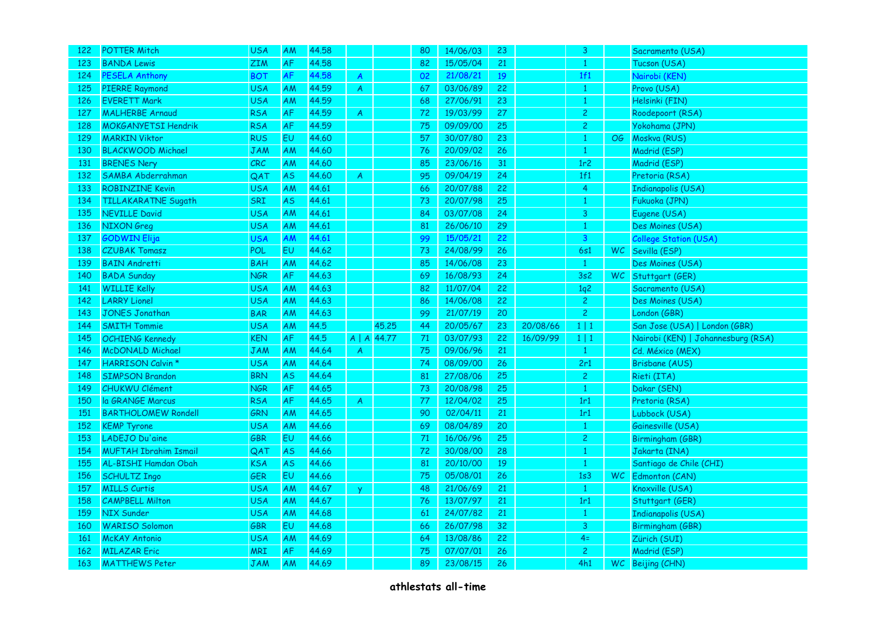| 122 | POTTER Mitch | USA | AM | 44.58 | | | 80 | 14/06/03 | 23 | | 3 | | Sacramento (USA) |
|---|---|---|---|---|---|---|---|---|---|---|---|---|---|
| 123 | BANDA Lewis | ZIM | AF | 44.58 | | | 82 | 15/05/04 | 21 | | 1 | | Tucson (USA) |
| 124 | PESELA Anthony | BOT | AF | 44.58 | A | | 02 | 21/08/21 | 19 | | 1f1 | | Nairobi (KEN) |
| 125 | PIERRE Raymond | USA | AM | 44.59 | A | | 67 | 03/06/89 | 22 | | 1 | | Provo (USA) |
| 126 | EVERETT Mark | USA | AM | 44.59 | | | 68 | 27/06/91 | 23 | | 1 | | Helsinki (FIN) |
| 127 | MALHERBE Arnaud | RSA | AF | 44.59 | A | | 72 | 19/03/99 | 27 | | 2 | | Roodepoort (RSA) |
| 128 | MOKGANYETSI Hendrik | RSA | AF | 44.59 | | | 75 | 09/09/00 | 25 | | 2 | | Yokohama (JPN) |
| 129 | MARKIN Viktor | RUS | EU | 44.60 | | | 57 | 30/07/80 | 23 | | 1 | OG | Moskva (RUS) |
| 130 | BLACKWOOD Michael | JAM | AM | 44.60 | | | 76 | 20/09/02 | 26 | | 1 | | Madrid (ESP) |
| 131 | BRENES Nery | CRC | AM | 44.60 | | | 85 | 23/06/16 | 31 | | 1r2 | | Madrid (ESP) |
| 132 | SAMBA Abderrahman | QAT | AS | 44.60 | A | | 95 | 09/04/19 | 24 | | 1f1 | | Pretoria (RSA) |
| 133 | ROBINZINE Kevin | USA | AM | 44.61 | | | 66 | 20/07/88 | 22 | | 4 | | Indianapolis (USA) |
| 134 | TILLAKARATNE Sugath | SRI | AS | 44.61 | | | 73 | 20/07/98 | 25 | | 1 | | Fukuoka (JPN) |
| 135 | NEVILLE David | USA | AM | 44.61 | | | 84 | 03/07/08 | 24 | | 3 | | Eugene (USA) |
| 136 | NIXON Greg | USA | AM | 44.61 | | | 81 | 26/06/10 | 29 | | 1 | | Des Moines (USA) |
| 137 | GODWIN Elija | USA | AM | 44.61 | | | 99 | 15/05/21 | 22 | | 3 | | College Station (USA) |
| 138 | CZUBAK Tomasz | POL | EU | 44.62 | | | 73 | 24/08/99 | 26 | | 6s1 | WC | Sevilla (ESP) |
| 139 | BAIN Andretti | BAH | AM | 44.62 | | | 85 | 14/06/08 | 23 | | 1 | | Des Moines (USA) |
| 140 | BADA Sunday | NGR | AF | 44.63 | | | 69 | 16/08/93 | 24 | | 3s2 | WC | Stuttgart (GER) |
| 141 | WILLIE Kelly | USA | AM | 44.63 | | | 82 | 11/07/04 | 22 | | 1q2 | | Sacramento (USA) |
| 142 | LARRY Lionel | USA | AM | 44.63 | | | 86 | 14/06/08 | 22 | | 2 | | Des Moines (USA) |
| 143 | JONES Jonathan | BAR | AM | 44.63 | | | 99 | 21/07/19 | 20 | | 2 | | London (GBR) |
| 144 | SMITH Tommie | USA | AM | 44.5 | | 45.25 | 44 | 20/05/67 | 23 | 20/08/66 | 1 \| 1 | | San Jose (USA) \| London (GBR) |
| 145 | OCHIENG Kennedy | KEN | AF | 44.5 | A \| A | 44.77 | 71 | 03/07/93 | 22 | 16/09/99 | 1 \| 1 | | Nairobi (KEN) \| Johannesburg (RSA) |
| 146 | McDONALD Michael | JAM | AM | 44.64 | A | | 75 | 09/06/96 | 21 | | 1 | | Cd. México (MEX) |
| 147 | HARRISON Calvin * | USA | AM | 44.64 | | | 74 | 08/09/00 | 26 | | 2r1 | | Brisbane (AUS) |
| 148 | SIMPSON Brandon | BRN | AS | 44.64 | | | 81 | 27/08/06 | 25 | | 2 | | Rieti (ITA) |
| 149 | CHUKWU Clément | NGR | AF | 44.65 | | | 73 | 20/08/98 | 25 | | 1 | | Dakar (SEN) |
| 150 | la GRANGE Marcus | RSA | AF | 44.65 | A | | 77 | 12/04/02 | 25 | | 1r1 | | Pretoria (RSA) |
| 151 | BARTHOLOMEW Rondell | GRN | AM | 44.65 | | | 90 | 02/04/11 | 21 | | 1r1 | | Lubbock (USA) |
| 152 | KEMP Tyrone | USA | AM | 44.66 | | | 69 | 08/04/89 | 20 | | 1 | | Gainesville (USA) |
| 153 | LADEJO Du'aine | GBR | EU | 44.66 | | | 71 | 16/06/96 | 25 | | 2 | | Birmingham (GBR) |
| 154 | MUFTAH Ibrahim Ismail | QAT | AS | 44.66 | | | 72 | 30/08/00 | 28 | | 1 | | Jakarta (INA) |
| 155 | AL-BISHI Hamdan Obah | KSA | AS | 44.66 | | | 81 | 20/10/00 | 19 | | 1 | | Santiago de Chile (CHI) |
| 156 | SCHULTZ Ingo | GER | EU | 44.66 | | | 75 | 05/08/01 | 26 | | 1s3 | WC | Edmonton (CAN) |
| 157 | MILLS Curtis | USA | AM | 44.67 | y | | 48 | 21/06/69 | 21 | | 1 | | Knoxville (USA) |
| 158 | CAMPBELL Milton | USA | AM | 44.67 | | | 76 | 13/07/97 | 21 | | 1r1 | | Stuttgart (GER) |
| 159 | NIX Sunder | USA | AM | 44.68 | | | 61 | 24/07/82 | 21 | | 1 | | Indianapolis (USA) |
| 160 | WARISO Solomon | GBR | EU | 44.68 | | | 66 | 26/07/98 | 32 | | 3 | | Birmingham (GBR) |
| 161 | McKAY Antonio | USA | AM | 44.69 | | | 64 | 13/08/86 | 22 | | 4= | | Zürich (SUI) |
| 162 | MILAZAR Eric | MRI | AF | 44.69 | | | 75 | 07/07/01 | 26 | | 2 | | Madrid (ESP) |
| 163 | MATTHEWS Peter | JAM | AM | 44.69 | | | 89 | 23/08/15 | 26 | | 4h1 | WC | Beijing (CHN) |

**athlestats all-time**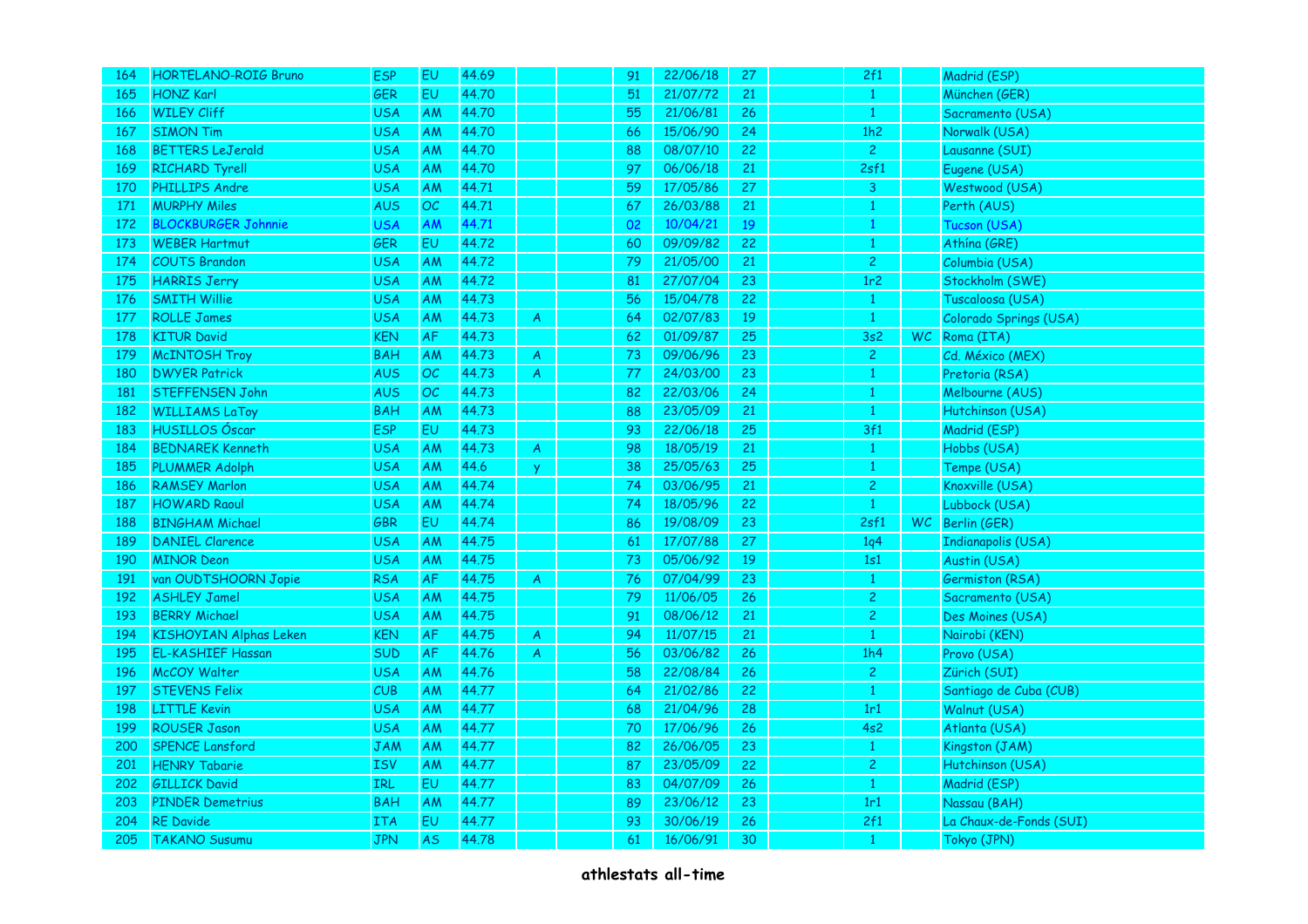| | | | | | | | | | | | | | |
|---|---|---|---|---|---|---|---|---|---|---|---|---|---|
| 164 | HORTELANO-ROIG Bruno | ESP | EU | 44.69 | | | 91 | 22/06/18 | 27 | | 2f1 | | Madrid (ESP) |
| 165 | HONZ Karl | GER | EU | 44.70 | | | 51 | 21/07/72 | 21 | | 1 | | München (GER) |
| 166 | WILEY Cliff | USA | AM | 44.70 | | | 55 | 21/06/81 | 26 | | 1 | | Sacramento (USA) |
| 167 | SIMON Tim | USA | AM | 44.70 | | | 66 | 15/06/90 | 24 | | 1h2 | | Norwalk (USA) |
| 168 | BETTERS LeJerald | USA | AM | 44.70 | | | 88 | 08/07/10 | 22 | | 2 | | Lausanne (SUI) |
| 169 | RICHARD Tyrell | USA | AM | 44.70 | | | 97 | 06/06/18 | 21 | | 2sf1 | | Eugene (USA) |
| 170 | PHILLIPS Andre | USA | AM | 44.71 | | | 59 | 17/05/86 | 27 | | 3 | | Westwood (USA) |
| 171 | MURPHY Miles | AUS | OC | 44.71 | | | 67 | 26/03/88 | 21 | | 1 | | Perth (AUS) |
| 172 | BLOCKBURGER Johnnie | USA | AM | 44.71 | | | 02 | 10/04/21 | 19 | | 1 | | Tucson (USA) |
| 173 | WEBER Hartmut | GER | EU | 44.72 | | | 60 | 09/09/82 | 22 | | 1 | | Athína (GRE) |
| 174 | COUTS Brandon | USA | AM | 44.72 | | | 79 | 21/05/00 | 21 | | 2 | | Columbia (USA) |
| 175 | HARRIS Jerry | USA | AM | 44.72 | | | 81 | 27/07/04 | 23 | | 1r2 | | Stockholm (SWE) |
| 176 | SMITH Willie | USA | AM | 44.73 | | | 56 | 15/04/78 | 22 | | 1 | | Tuscaloosa (USA) |
| 177 | ROLLE James | USA | AM | 44.73 | A | | 64 | 02/07/83 | 19 | | 1 | | Colorado Springs (USA) |
| 178 | KITUR David | KEN | AF | 44.73 | | | 62 | 01/09/87 | 25 | | 3s2 | WC | Roma (ITA) |
| 179 | McINTOSH Troy | BAH | AM | 44.73 | A | | 73 | 09/06/96 | 23 | | 2 | | Cd. México (MEX) |
| 180 | DWYER Patrick | AUS | OC | 44.73 | A | | 77 | 24/03/00 | 23 | | 1 | | Pretoria (RSA) |
| 181 | STEFFENSEN John | AUS | OC | 44.73 | | | 82 | 22/03/06 | 24 | | 1 | | Melbourne (AUS) |
| 182 | WILLIAMS LaToy | BAH | AM | 44.73 | | | 88 | 23/05/09 | 21 | | 1 | | Hutchinson (USA) |
| 183 | HUSILLOS Óscar | ESP | EU | 44.73 | | | 93 | 22/06/18 | 25 | | 3f1 | | Madrid (ESP) |
| 184 | BEDNAREK Kenneth | USA | AM | 44.73 | A | | 98 | 18/05/19 | 21 | | 1 | | Hobbs (USA) |
| 185 | PLUMMER Adolph | USA | AM | 44.6 | y | | 38 | 25/05/63 | 25 | | 1 | | Tempe (USA) |
| 186 | RAMSEY Marlon | USA | AM | 44.74 | | | 74 | 03/06/95 | 21 | | 2 | | Knoxville (USA) |
| 187 | HOWARD Raoul | USA | AM | 44.74 | | | 74 | 18/05/96 | 22 | | 1 | | Lubbock (USA) |
| 188 | BINGHAM Michael | GBR | EU | 44.74 | | | 86 | 19/08/09 | 23 | | 2sf1 | WC | Berlin (GER) |
| 189 | DANIEL Clarence | USA | AM | 44.75 | | | 61 | 17/07/88 | 27 | | 1q4 | | Indianapolis (USA) |
| 190 | MINOR Deon | USA | AM | 44.75 | | | 73 | 05/06/92 | 19 | | 1s1 | | Austin (USA) |
| 191 | van OUDTSHOORN Jopie | RSA | AF | 44.75 | A | | 76 | 07/04/99 | 23 | | 1 | | Germiston (RSA) |
| 192 | ASHLEY Jamel | USA | AM | 44.75 | | | 79 | 11/06/05 | 26 | | 2 | | Sacramento (USA) |
| 193 | BERRY Michael | USA | AM | 44.75 | | | 91 | 08/06/12 | 21 | | 2 | | Des Moines (USA) |
| 194 | KISHOYIAN Alphas Leken | KEN | AF | 44.75 | A | | 94 | 11/07/15 | 21 | | 1 | | Nairobi (KEN) |
| 195 | EL-KASHIEF Hassan | SUD | AF | 44.76 | A | | 56 | 03/06/82 | 26 | | 1h4 | | Provo (USA) |
| 196 | McCOY Walter | USA | AM | 44.76 | | | 58 | 22/08/84 | 26 | | 2 | | Zürich (SUI) |
| 197 | STEVENS Felix | CUB | AM | 44.77 | | | 64 | 21/02/86 | 22 | | 1 | | Santiago de Cuba (CUB) |
| 198 | LITTLE Kevin | USA | AM | 44.77 | | | 68 | 21/04/96 | 28 | | 1r1 | | Walnut (USA) |
| 199 | ROUSER Jason | USA | AM | 44.77 | | | 70 | 17/06/96 | 26 | | 4s2 | | Atlanta (USA) |
| 200 | SPENCE Lansford | JAM | AM | 44.77 | | | 82 | 26/06/05 | 23 | | 1 | | Kingston (JAM) |
| 201 | HENRY Tabarie | ISV | AM | 44.77 | | | 87 | 23/05/09 | 22 | | 2 | | Hutchinson (USA) |
| 202 | GILLICK David | IRL | EU | 44.77 | | | 83 | 04/07/09 | 26 | | 1 | | Madrid (ESP) |
| 203 | PINDER Demetrius | BAH | AM | 44.77 | | | 89 | 23/06/12 | 23 | | 1r1 | | Nassau (BAH) |
| 204 | RE Davide | ITA | EU | 44.77 | | | 93 | 30/06/19 | 26 | | 2f1 | | La Chaux-de-Fonds (SUI) |
| 205 | TAKANO Susumu | JPN | AS | 44.78 | | | 61 | 16/06/91 | 30 | | 1 | | Tokyo (JPN) |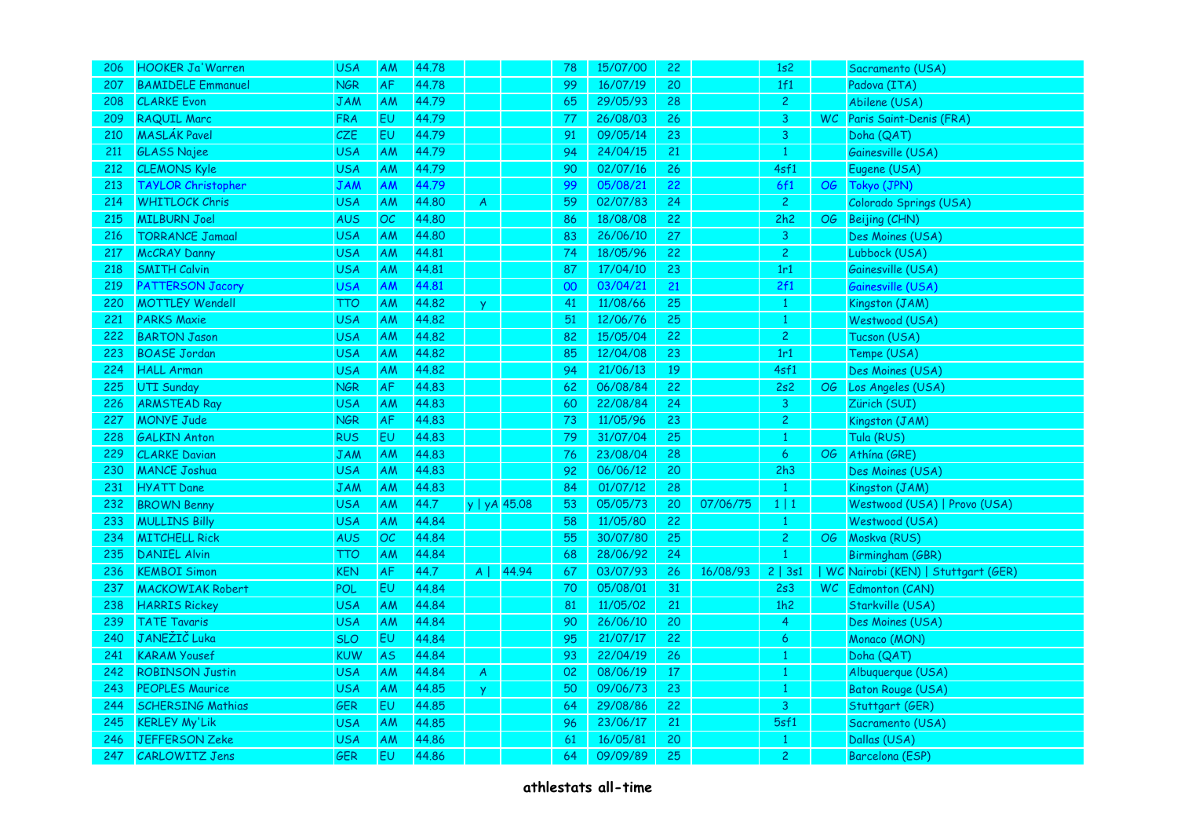| | | | | | | | | | | | | | |
|---|---|---|---|---|---|---|---|---|---|---|---|---|---|
| 206 | HOOKER Ja'Warren | USA | AM | 44.78 | | | 78 | 15/07/00 | 22 | | 1s2 | | Sacramento (USA) |
| 207 | BAMIDELE Emmanuel | NGR | AF | 44.78 | | | 99 | 16/07/19 | 20 | | 1f1 | | Padova (ITA) |
| 208 | CLARKE Evon | JAM | AM | 44.79 | | | 65 | 29/05/93 | 28 | | 2 | | Abilene (USA) |
| 209 | RAQUIL Marc | FRA | EU | 44.79 | | | 77 | 26/08/03 | 26 | | 3 | WC | Paris Saint-Denis (FRA) |
| 210 | MASLÁK Pavel | CZE | EU | 44.79 | | | 91 | 09/05/14 | 23 | | 3 | | Doha (QAT) |
| 211 | GLASS Najee | USA | AM | 44.79 | | | 94 | 24/04/15 | 21 | | 1 | | Gainesville (USA) |
| 212 | CLEMONS Kyle | USA | AM | 44.79 | | | 90 | 02/07/16 | 26 | | 4sf1 | | Eugene (USA) |
| 213 | TAYLOR Christopher | JAM | AM | 44.79 | | | 99 | 05/08/21 | 22 | | 6f1 | OG | Tokyo (JPN) |
| 214 | WHITLOCK Chris | USA | AM | 44.80 | A | | 59 | 02/07/83 | 24 | | 2 | | Colorado Springs (USA) |
| 215 | MILBURN Joel | AUS | OC | 44.80 | | | 86 | 18/08/08 | 22 | | 2h2 | OG | Beijing (CHN) |
| 216 | TORRANCE Jamaal | USA | AM | 44.80 | | | 83 | 26/06/10 | 27 | | 3 | | Des Moines (USA) |
| 217 | McCRAY Danny | USA | AM | 44.81 | | | 74 | 18/05/96 | 22 | | 2 | | Lubbock (USA) |
| 218 | SMITH Calvin | USA | AM | 44.81 | | | 87 | 17/04/10 | 23 | | 1r1 | | Gainesville (USA) |
| 219 | PATTERSON Jacory | USA | AM | 44.81 | | | 00 | 03/04/21 | 21 | | 2f1 | | Gainesville (USA) |
| 220 | MOTTLEY Wendell | TTO | AM | 44.82 | y | | 41 | 11/08/66 | 25 | | 1 | | Kingston (JAM) |
| 221 | PARKS Maxie | USA | AM | 44.82 | | | 51 | 12/06/76 | 25 | | 1 | | Westwood (USA) |
| 222 | BARTON Jason | USA | AM | 44.82 | | | 82 | 15/05/04 | 22 | | 2 | | Tucson (USA) |
| 223 | BOASE Jordan | USA | AM | 44.82 | | | 85 | 12/04/08 | 23 | | 1r1 | | Tempe (USA) |
| 224 | HALL Arman | USA | AM | 44.82 | | | 94 | 21/06/13 | 19 | | 4sf1 | | Des Moines (USA) |
| 225 | UTI Sunday | NGR | AF | 44.83 | | | 62 | 06/08/84 | 22 | | 2s2 | OG | Los Angeles (USA) |
| 226 | ARMSTEAD Ray | USA | AM | 44.83 | | | 60 | 22/08/84 | 24 | | 3 | | Zürich (SUI) |
| 227 | MONYE Jude | NGR | AF | 44.83 | | | 73 | 11/05/96 | 23 | | 2 | | Kingston (JAM) |
| 228 | GALKIN Anton | RUS | EU | 44.83 | | | 79 | 31/07/04 | 25 | | 1 | | Tula (RUS) |
| 229 | CLARKE Davian | JAM | AM | 44.83 | | | 76 | 23/08/04 | 28 | | 6 | OG | Athína (GRE) |
| 230 | MANCE Joshua | USA | AM | 44.83 | | | 92 | 06/06/12 | 20 | | 2h3 | | Des Moines (USA) |
| 231 | HYATT Dane | JAM | AM | 44.83 | | | 84 | 01/07/12 | 28 | | 1 | | Kingston (JAM) |
| 232 | BROWN Benny | USA | AM | 44.7 | y \| yA | 45.08 | 53 | 05/05/73 | 20 | 07/06/75 | 1 \| 1 | | Westwood (USA) \| Provo (USA) |
| 233 | MULLINS Billy | USA | AM | 44.84 | | | 58 | 11/05/80 | 22 | | 1 | | Westwood (USA) |
| 234 | MITCHELL Rick | AUS | OC | 44.84 | | | 55 | 30/07/80 | 25 | | 2 | OG | Moskva (RUS) |
| 235 | DANIEL Alvin | TTO | AM | 44.84 | | | 68 | 28/06/92 | 24 | | 1 | | Birmingham (GBR) |
| 236 | KEMBOI Simon | KEN | AF | 44.7 | A \| | 44.94 | 67 | 03/07/93 | 26 | 16/08/93 | 2 \| 3s1 | \| WC | Nairobi (KEN) \| Stuttgart (GER) |
| 237 | MACKOWIAK Robert | POL | EU | 44.84 | | | 70 | 05/08/01 | 31 | | 2s3 | WC | Edmonton (CAN) |
| 238 | HARRIS Rickey | USA | AM | 44.84 | | | 81 | 11/05/02 | 21 | | 1h2 | | Starkville (USA) |
| 239 | TATE Tavaris | USA | AM | 44.84 | | | 90 | 26/06/10 | 20 | | 4 | | Des Moines (USA) |
| 240 | JANEŽIČ Luka | SLO | EU | 44.84 | | | 95 | 21/07/17 | 22 | | 6 | | Monaco (MON) |
| 241 | KARAM Yousef | KUW | AS | 44.84 | | | 93 | 22/04/19 | 26 | | 1 | | Doha (QAT) |
| 242 | ROBINSON Justin | USA | AM | 44.84 | A | | 02 | 08/06/19 | 17 | | 1 | | Albuquerque (USA) |
| 243 | PEOPLES Maurice | USA | AM | 44.85 | y | | 50 | 09/06/73 | 23 | | 1 | | Baton Rouge (USA) |
| 244 | SCHERSING Mathias | GER | EU | 44.85 | | | 64 | 29/08/86 | 22 | | 3 | | Stuttgart (GER) |
| 245 | KERLEY My'Lik | USA | AM | 44.85 | | | 96 | 23/06/17 | 21 | | 5sf1 | | Sacramento (USA) |
| 246 | JEFFERSON Zeke | USA | AM | 44.86 | | | 61 | 16/05/81 | 20 | | 1 | | Dallas (USA) |
| 247 | CARLOWITZ Jens | GER | EU | 44.86 | | | 64 | 09/09/89 | 25 | | 2 | | Barcelona (ESP) |

**athlestats all-time**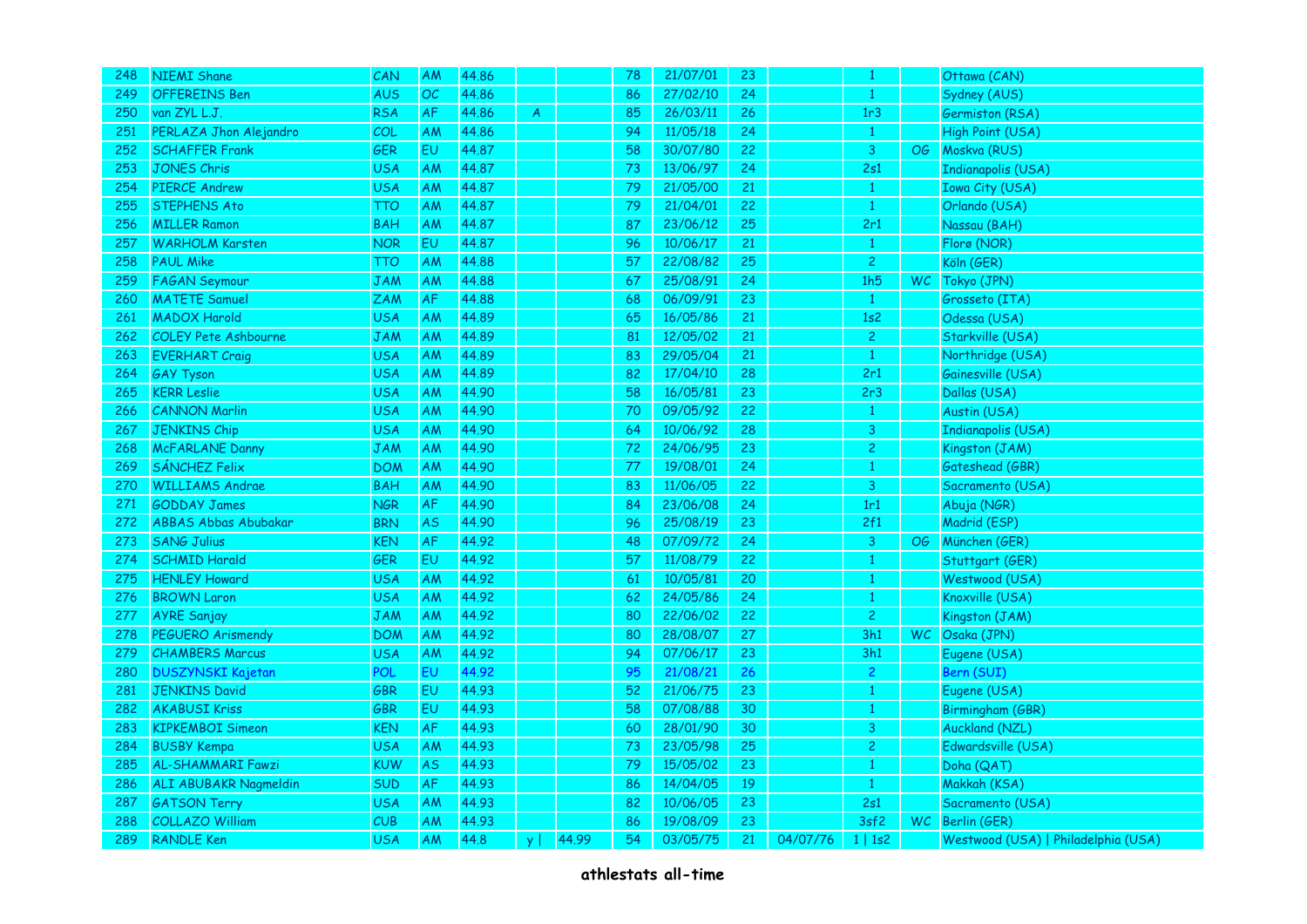| | | | | | | | | | | | | | |
|---|---|---|---|---|---|---|---|---|---|---|---|---|---|
| 248 | NIEMI Shane | CAN | AM | 44.86 | | | 78 | 21/07/01 | 23 | | 1 | | Ottawa (CAN) |
| 249 | OFFEREINS Ben | AUS | OC | 44.86 | | | 86 | 27/02/10 | 24 | | 1 | | Sydney (AUS) |
| 250 | van ZYL L.J. | RSA | AF | 44.86 | A | | 85 | 26/03/11 | 26 | | 1r3 | | Germiston (RSA) |
| 251 | PERLAZA Jhon Alejandro | COL | AM | 44.86 | | | 94 | 11/05/18 | 24 | | 1 | | High Point (USA) |
| 252 | SCHAFFER Frank | GER | EU | 44.87 | | | 58 | 30/07/80 | 22 | | 3 | OG | Moskva (RUS) |
| 253 | JONES Chris | USA | AM | 44.87 | | | 73 | 13/06/97 | 24 | | 2s1 | | Indianapolis (USA) |
| 254 | PIERCE Andrew | USA | AM | 44.87 | | | 79 | 21/05/00 | 21 | | 1 | | Iowa City (USA) |
| 255 | STEPHENS Ato | TTO | AM | 44.87 | | | 79 | 21/04/01 | 22 | | 1 | | Orlando (USA) |
| 256 | MILLER Ramon | BAH | AM | 44.87 | | | 87 | 23/06/12 | 25 | | 2r1 | | Nassau (BAH) |
| 257 | WARHOLM Karsten | NOR | EU | 44.87 | | | 96 | 10/06/17 | 21 | | 1 | | Florø (NOR) |
| 258 | PAUL Mike | TTO | AM | 44.88 | | | 57 | 22/08/82 | 25 | | 2 | | Köln (GER) |
| 259 | FAGAN Seymour | JAM | AM | 44.88 | | | 67 | 25/08/91 | 24 | | 1h5 | WC | Tokyo (JPN) |
| 260 | MATETE Samuel | ZAM | AF | 44.88 | | | 68 | 06/09/91 | 23 | | 1 | | Grosseto (ITA) |
| 261 | MADOX Harold | USA | AM | 44.89 | | | 65 | 16/05/86 | 21 | | 1s2 | | Odessa (USA) |
| 262 | COLEY Pete Ashbourne | JAM | AM | 44.89 | | | 81 | 12/05/02 | 21 | | 2 | | Starkville (USA) |
| 263 | EVERHART Craig | USA | AM | 44.89 | | | 83 | 29/05/04 | 21 | | 1 | | Northridge (USA) |
| 264 | GAY Tyson | USA | AM | 44.89 | | | 82 | 17/04/10 | 28 | | 2r1 | | Gainesville (USA) |
| 265 | KERR Leslie | USA | AM | 44.90 | | | 58 | 16/05/81 | 23 | | 2r3 | | Dallas (USA) |
| 266 | CANNON Marlin | USA | AM | 44.90 | | | 70 | 09/05/92 | 22 | | 1 | | Austin (USA) |
| 267 | JENKINS Chip | USA | AM | 44.90 | | | 64 | 10/06/92 | 28 | | 3 | | Indianapolis (USA) |
| 268 | McFARLANE Danny | JAM | AM | 44.90 | | | 72 | 24/06/95 | 23 | | 2 | | Kingston (JAM) |
| 269 | SÁNCHEZ Felix | DOM | AM | 44.90 | | | 77 | 19/08/01 | 24 | | 1 | | Gateshead (GBR) |
| 270 | WILLIAMS Andrae | BAH | AM | 44.90 | | | 83 | 11/06/05 | 22 | | 3 | | Sacramento (USA) |
| 271 | GODDAY James | NGR | AF | 44.90 | | | 84 | 23/06/08 | 24 | | 1r1 | | Abuja (NGR) |
| 272 | ABBAS Abbas Abubakar | BRN | AS | 44.90 | | | 96 | 25/08/19 | 23 | | 2f1 | | Madrid (ESP) |
| 273 | SANG Julius | KEN | AF | 44.92 | | | 48 | 07/09/72 | 24 | | 3 | OG | München (GER) |
| 274 | SCHMID Harald | GER | EU | 44.92 | | | 57 | 11/08/79 | 22 | | 1 | | Stuttgart (GER) |
| 275 | HENLEY Howard | USA | AM | 44.92 | | | 61 | 10/05/81 | 20 | | 1 | | Westwood (USA) |
| 276 | BROWN Laron | USA | AM | 44.92 | | | 62 | 24/05/86 | 24 | | 1 | | Knoxville (USA) |
| 277 | AYRE Sanjay | JAM | AM | 44.92 | | | 80 | 22/06/02 | 22 | | 2 | | Kingston (JAM) |
| 278 | PEGUERO Arismendy | DOM | AM | 44.92 | | | 80 | 28/08/07 | 27 | | 3h1 | WC | Osaka (JPN) |
| 279 | CHAMBERS Marcus | USA | AM | 44.92 | | | 94 | 07/06/17 | 23 | | 3h1 | | Eugene (USA) |
| 280 | DUSZYNSKI Kajetan | POL | EU | 44.92 | | | 95 | 21/08/21 | 26 | | 2 | | Bern (SUI) |
| 281 | JENKINS David | GBR | EU | 44.93 | | | 52 | 21/06/75 | 23 | | 1 | | Eugene (USA) |
| 282 | AKABUSI Kriss | GBR | EU | 44.93 | | | 58 | 07/08/88 | 30 | | 1 | | Birmingham (GBR) |
| 283 | KIPKEMBOI Simeon | KEN | AF | 44.93 | | | 60 | 28/01/90 | 30 | | 3 | | Auckland (NZL) |
| 284 | BUSBY Kempa | USA | AM | 44.93 | | | 73 | 23/05/98 | 25 | | 2 | | Edwardsville (USA) |
| 285 | AL-SHAMMARI Fawzi | KUW | AS | 44.93 | | | 79 | 15/05/02 | 23 | | 1 | | Doha (QAT) |
| 286 | ALI ABUBAKR Nagmeldin | SUD | AF | 44.93 | | | 86 | 14/04/05 | 19 | | 1 | | Makkah (KSA) |
| 287 | GATSON Terry | USA | AM | 44.93 | | | 82 | 10/06/05 | 23 | | 2s1 | | Sacramento (USA) |
| 288 | COLLAZO William | CUB | AM | 44.93 | | | 86 | 19/08/09 | 23 | | 3sf2 | WC | Berlin (GER) |
| 289 | RANDLE Ken | USA | AM | 44.8 | y \| | 44.99 | 54 | 03/05/75 | 21 | 04/07/76 | 1 \| 1s2 | | Westwood (USA) \| Philadelphia (USA) |

athlestats all-time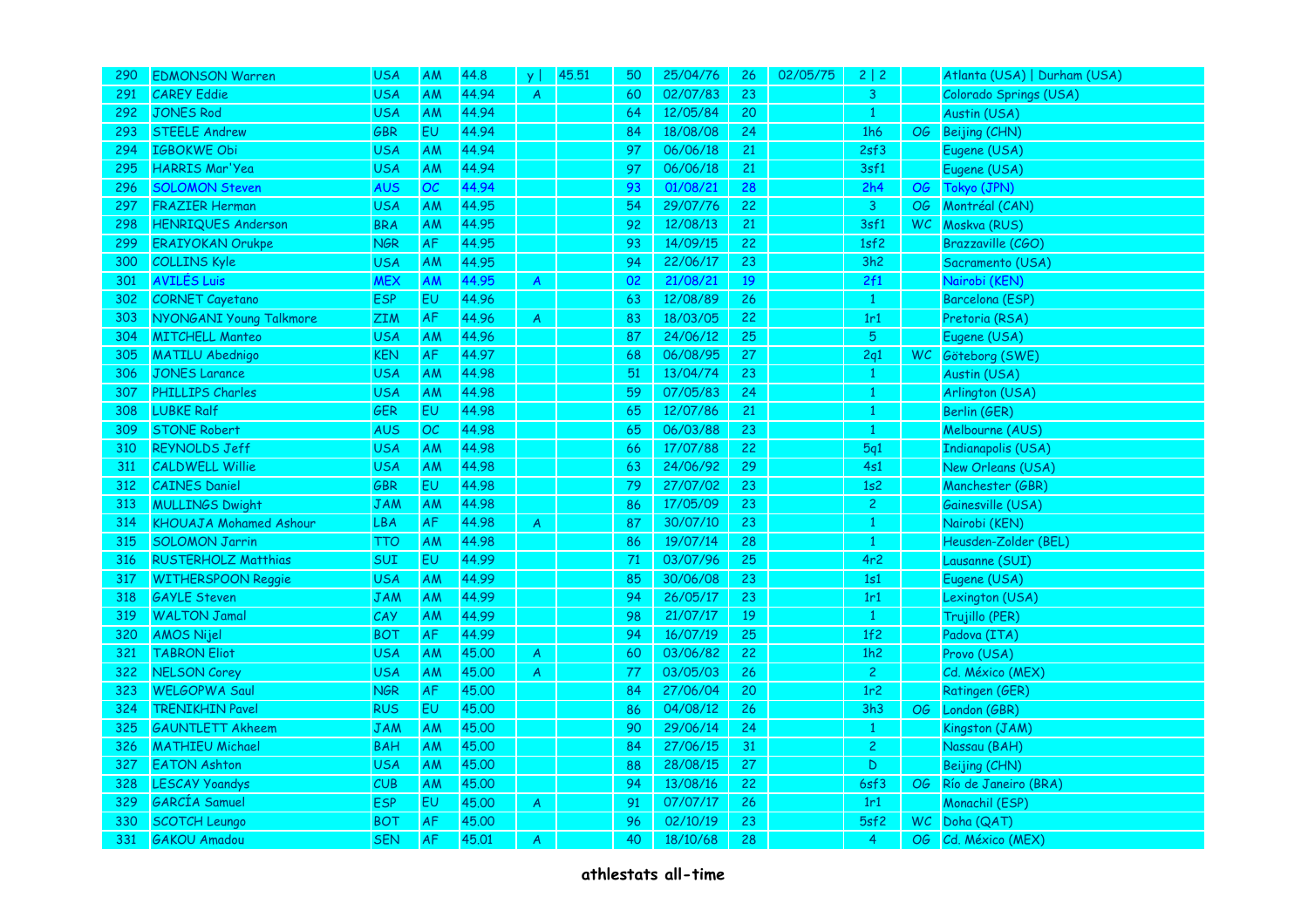| | | | | | | | | | | | | | |
|---|---|---|---|---|---|---|---|---|---|---|---|---|---|
| 290 | EDMONSON Warren | USA | AM | 44.8 | y \| | 45.51 | 50 | 25/04/76 | 26 | 02/05/75 | 2 \| 2 | | Atlanta (USA) \| Durham (USA) |
| 291 | CAREY Eddie | USA | AM | 44.94 | A | | 60 | 02/07/83 | 23 | | 3 | | Colorado Springs (USA) |
| 292 | JONES Rod | USA | AM | 44.94 | | | 64 | 12/05/84 | 20 | | 1 | | Austin (USA) |
| 293 | STEELE Andrew | GBR | EU | 44.94 | | | 84 | 18/08/08 | 24 | | 1h6 | OG | Beijing (CHN) |
| 294 | IGBOKWE Obi | USA | AM | 44.94 | | | 97 | 06/06/18 | 21 | | 2sf3 | | Eugene (USA) |
| 295 | HARRIS Mar'Yea | USA | AM | 44.94 | | | 97 | 06/06/18 | 21 | | 3sf1 | | Eugene (USA) |
| 296 | SOLOMON Steven | AUS | OC | 44.94 | | | 93 | 01/08/21 | 28 | | 2h4 | OG | Tokyo (JPN) |
| 297 | FRAZIER Herman | USA | AM | 44.95 | | | 54 | 29/07/76 | 22 | | 3 | OG | Montréal (CAN) |
| 298 | HENRIQUES Anderson | BRA | AM | 44.95 | | | 92 | 12/08/13 | 21 | | 3sf1 | WC | Moskva (RUS) |
| 299 | ERAIYOKAN Orukpe | NGR | AF | 44.95 | | | 93 | 14/09/15 | 22 | | 1sf2 | | Brazzaville (CGO) |
| 300 | COLLINS Kyle | USA | AM | 44.95 | | | 94 | 22/06/17 | 23 | | 3h2 | | Sacramento (USA) |
| 301 | AVILÉS Luis | MEX | AM | 44.95 | A | | 02 | 21/08/21 | 19 | | 2f1 | | Nairobi (KEN) |
| 302 | CORNET Cayetano | ESP | EU | 44.96 | | | 63 | 12/08/89 | 26 | | 1 | | Barcelona (ESP) |
| 303 | NYONGANI Young Talkmore | ZIM | AF | 44.96 | A | | 83 | 18/03/05 | 22 | | 1r1 | | Pretoria (RSA) |
| 304 | MITCHELL Manteo | USA | AM | 44.96 | | | 87 | 24/06/12 | 25 | | 5 | | Eugene (USA) |
| 305 | MATILU Abednigo | KEN | AF | 44.97 | | | 68 | 06/08/95 | 27 | | 2q1 | WC | Göteborg (SWE) |
| 306 | JONES Larance | USA | AM | 44.98 | | | 51 | 13/04/74 | 23 | | 1 | | Austin (USA) |
| 307 | PHILLIPS Charles | USA | AM | 44.98 | | | 59 | 07/05/83 | 24 | | 1 | | Arlington (USA) |
| 308 | LUBKE Ralf | GER | EU | 44.98 | | | 65 | 12/07/86 | 21 | | 1 | | Berlin (GER) |
| 309 | STONE Robert | AUS | OC | 44.98 | | | 65 | 06/03/88 | 23 | | 1 | | Melbourne (AUS) |
| 310 | REYNOLDS Jeff | USA | AM | 44.98 | | | 66 | 17/07/88 | 22 | | 5q1 | | Indianapolis (USA) |
| 311 | CALDWELL Willie | USA | AM | 44.98 | | | 63 | 24/06/92 | 29 | | 4s1 | | New Orleans (USA) |
| 312 | CAINES Daniel | GBR | EU | 44.98 | | | 79 | 27/07/02 | 23 | | 1s2 | | Manchester (GBR) |
| 313 | MULLINGS Dwight | JAM | AM | 44.98 | | | 86 | 17/05/09 | 23 | | 2 | | Gainesville (USA) |
| 314 | KHOUAJA Mohamed Ashour | LBA | AF | 44.98 | A | | 87 | 30/07/10 | 23 | | 1 | | Nairobi (KEN) |
| 315 | SOLOMON Jarrin | TTO | AM | 44.98 | | | 86 | 19/07/14 | 28 | | 1 | | Heusden-Zolder (BEL) |
| 316 | RUSTERHOLZ Matthias | SUI | EU | 44.99 | | | 71 | 03/07/96 | 25 | | 4r2 | | Lausanne (SUI) |
| 317 | WITHERSPOON Reggie | USA | AM | 44.99 | | | 85 | 30/06/08 | 23 | | 1s1 | | Eugene (USA) |
| 318 | GAYLE Steven | JAM | AM | 44.99 | | | 94 | 26/05/17 | 23 | | 1r1 | | Lexington (USA) |
| 319 | WALTON Jamal | CAY | AM | 44.99 | | | 98 | 21/07/17 | 19 | | 1 | | Trujillo (PER) |
| 320 | AMOS Nijel | BOT | AF | 44.99 | | | 94 | 16/07/19 | 25 | | 1f2 | | Padova (ITA) |
| 321 | TABRON Eliot | USA | AM | 45.00 | A | | 60 | 03/06/82 | 22 | | 1h2 | | Provo (USA) |
| 322 | NELSON Corey | USA | AM | 45.00 | A | | 77 | 03/05/03 | 26 | | 2 | | Cd. México (MEX) |
| 323 | WELGOPWA Saul | NGR | AF | 45.00 | | | 84 | 27/06/04 | 20 | | 1r2 | | Ratingen (GER) |
| 324 | TRENIKHIN Pavel | RUS | EU | 45.00 | | | 86 | 04/08/12 | 26 | | 3h3 | OG | London (GBR) |
| 325 | GAUNTLETT Akheem | JAM | AM | 45.00 | | | 90 | 29/06/14 | 24 | | 1 | | Kingston (JAM) |
| 326 | MATHIEU Michael | BAH | AM | 45.00 | | | 84 | 27/06/15 | 31 | | 2 | | Nassau (BAH) |
| 327 | EATON Ashton | USA | AM | 45.00 | | | 88 | 28/08/15 | 27 | | D | | Beijing (CHN) |
| 328 | LESCAY Yoandys | CUB | AM | 45.00 | | | 94 | 13/08/16 | 22 | | 6sf3 | OG | Río de Janeiro (BRA) |
| 329 | GARCÍA Samuel | ESP | EU | 45.00 | A | | 91 | 07/07/17 | 26 | | 1r1 | | Monachil (ESP) |
| 330 | SCOTCH Leungo | BOT | AF | 45.00 | | | 96 | 02/10/19 | 23 | | 5sf2 | WC | Doha (QAT) |
| 331 | GAKOU Amadou | SEN | AF | 45.01 | A | | 40 | 18/10/68 | 28 | | 4 | OG | Cd. México (MEX) |

**athlestats all-time**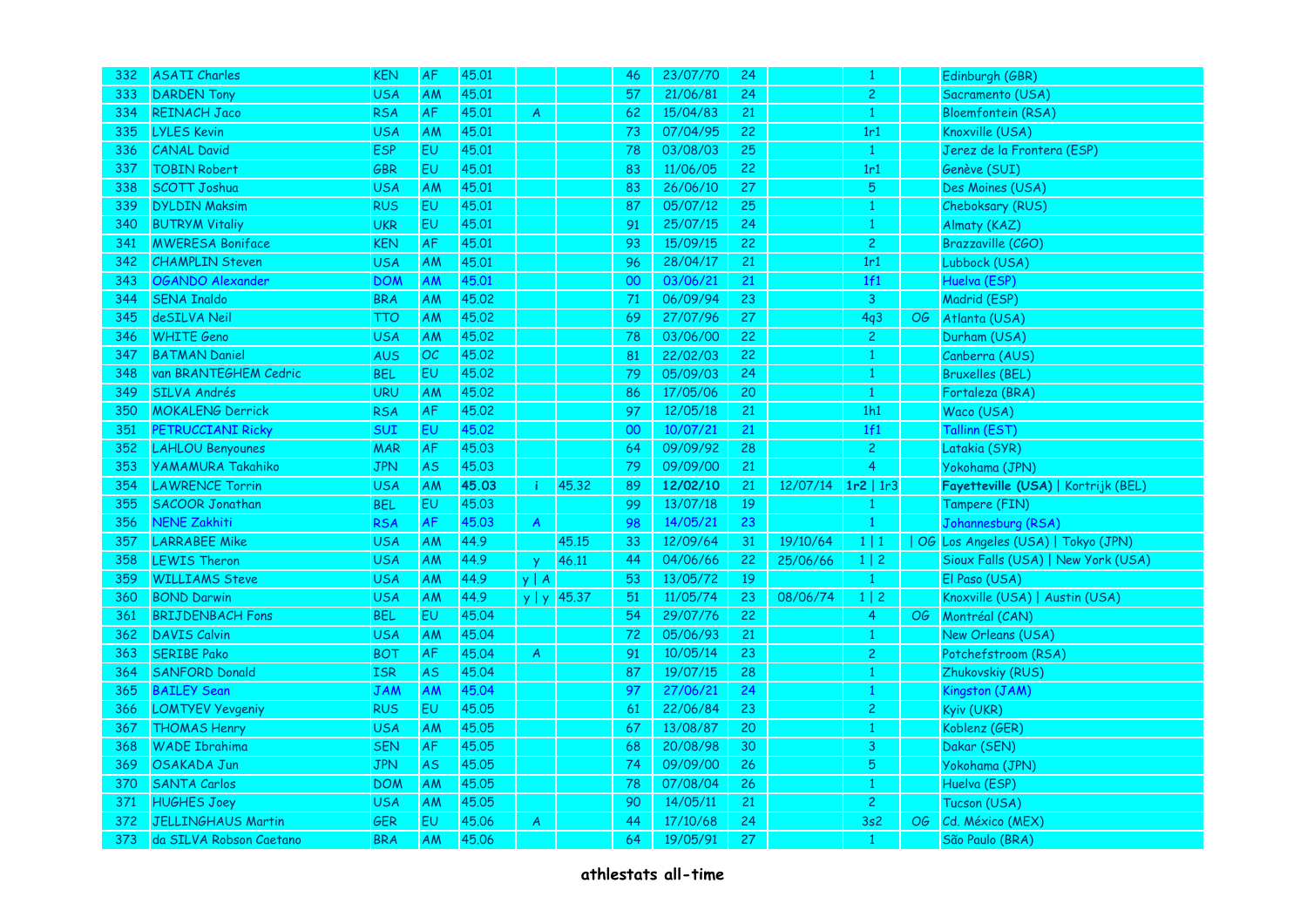| 332 | ASATI Charles | KEN | AF | 45.01 | | | 46 | 23/07/70 | 24 | | 1 | | Edinburgh (GBR) |
|---|---|---|---|---|---|---|---|---|---|---|---|---|---|
| 333 | DARDEN Tony | USA | AM | 45.01 | | | 57 | 21/06/81 | 24 | | 2 | | Sacramento (USA) |
| 334 | REINACH Jaco | RSA | AF | 45.01 | A | | 62 | 15/04/83 | 21 | | 1 | | Bloemfontein (RSA) |
| 335 | LYLES Kevin | USA | AM | 45.01 | | | 73 | 07/04/95 | 22 | | 1r1 | | Knoxville (USA) |
| 336 | CANAL David | ESP | EU | 45.01 | | | 78 | 03/08/03 | 25 | | 1 | | Jerez de la Frontera (ESP) |
| 337 | TOBIN Robert | GBR | EU | 45.01 | | | 83 | 11/06/05 | 22 | | 1r1 | | Genève (SUI) |
| 338 | SCOTT Joshua | USA | AM | 45.01 | | | 83 | 26/06/10 | 27 | | 5 | | Des Moines (USA) |
| 339 | DYLDIN Maksim | RUS | EU | 45.01 | | | 87 | 05/07/12 | 25 | | 1 | | Cheboksary (RUS) |
| 340 | BUTRYM Vitaliy | UKR | EU | 45.01 | | | 91 | 25/07/15 | 24 | | 1 | | Almaty (KAZ) |
| 341 | MWERESA Boniface | KEN | AF | 45.01 | | | 93 | 15/09/15 | 22 | | 2 | | Brazzaville (CGO) |
| 342 | CHAMPLIN Steven | USA | AM | 45.01 | | | 96 | 28/04/17 | 21 | | 1r1 | | Lubbock (USA) |
| 343 | OGANDO Alexander | DOM | AM | 45.01 | | | 00 | 03/06/21 | 21 | | 1f1 | | Huelva (ESP) |
| 344 | SENA Inaldo | BRA | AM | 45.02 | | | 71 | 06/09/94 | 23 | | 3 | | Madrid (ESP) |
| 345 | deSILVA Neil | TTO | AM | 45.02 | | | 69 | 27/07/96 | 27 | | 4q3 | OG | Atlanta (USA) |
| 346 | WHITE Geno | USA | AM | 45.02 | | | 78 | 03/06/00 | 22 | | 2 | | Durham (USA) |
| 347 | BATMAN Daniel | AUS | OC | 45.02 | | | 81 | 22/02/03 | 22 | | 1 | | Canberra (AUS) |
| 348 | van BRANTEGHEM Cedric | BEL | EU | 45.02 | | | 79 | 05/09/03 | 24 | | 1 | | Bruxelles (BEL) |
| 349 | SILVA Andrés | URU | AM | 45.02 | | | 86 | 17/05/06 | 20 | | 1 | | Fortaleza (BRA) |
| 350 | MOKALENG Derrick | RSA | AF | 45.02 | | | 97 | 12/05/18 | 21 | | 1h1 | | Waco (USA) |
| 351 | PETRUCCIANI Ricky | SUI | EU | 45.02 | | | 00 | 10/07/21 | 21 | | 1f1 | | Tallinn (EST) |
| 352 | LAHLOU Benyounes | MAR | AF | 45.03 | | | 64 | 09/09/92 | 28 | | 2 | | Latakia (SYR) |
| 353 | YAMAMURA Takahiko | JPN | AS | 45.03 | | | 79 | 09/09/00 | 21 | | 4 | | Yokohama (JPN) |
| 354 | LAWRENCE Torrin | USA | AM | **45.03** | i | 45.32 | 89 | **12/02/10** | 21 | 12/07/14 | **1r2** \| 1r3 | | **Fayetteville (USA)** \| Kortrijk (BEL) |
| 355 | SACOOR Jonathan | BEL | EU | 45.03 | | | 99 | 13/07/18 | 19 | | 1 | | Tampere (FIN) |
| 356 | NENE Zakhiti | RSA | AF | 45.03 | A | | 98 | 14/05/21 | 23 | | 1 | | Johannesburg (RSA) |
| 357 | LARRABEE Mike | USA | AM | 44.9 | | 45.15 | 33 | 12/09/64 | 31 | 19/10/64 | 1 \| 1 | \| OG | Los Angeles (USA) \| Tokyo (JPN) |
| 358 | LEWIS Theron | USA | AM | 44.9 | y | 46.11 | 44 | 04/06/66 | 22 | 25/06/66 | 1 \| 2 | | Sioux Falls (USA) \| New York (USA) |
| 359 | WILLIAMS Steve | USA | AM | 44.9 | y \| A | | 53 | 13/05/72 | 19 | | 1 | | El Paso (USA) |
| 360 | BOND Darwin | USA | AM | 44.9 | y \| y | 45.37 | 51 | 11/05/74 | 23 | 08/06/74 | 1 \| 2 | | Knoxville (USA) \| Austin (USA) |
| 361 | BRIJDENBACH Fons | BEL | EU | 45.04 | | | 54 | 29/07/76 | 22 | | 4 | OG | Montréal (CAN) |
| 362 | DAVIS Calvin | USA | AM | 45.04 | | | 72 | 05/06/93 | 21 | | 1 | | New Orleans (USA) |
| 363 | SERIBE Pako | BOT | AF | 45.04 | A | | 91 | 10/05/14 | 23 | | 2 | | Potchefstroom (RSA) |
| 364 | SANFORD Donald | ISR | AS | 45.04 | | | 87 | 19/07/15 | 28 | | 1 | | Zhukovskiy (RUS) |
| 365 | BAILEY Sean | JAM | AM | 45.04 | | | 97 | 27/06/21 | 24 | | 1 | | Kingston (JAM) |
| 366 | LOMTYEV Yevgeniy | RUS | EU | 45.05 | | | 61 | 22/06/84 | 23 | | 2 | | Kyiv (UKR) |
| 367 | THOMAS Henry | USA | AM | 45.05 | | | 67 | 13/08/87 | 20 | | 1 | | Koblenz (GER) |
| 368 | WADE Ibrahima | SEN | AF | 45.05 | | | 68 | 20/08/98 | 30 | | 3 | | Dakar (SEN) |
| 369 | OSAKADA Jun | JPN | AS | 45.05 | | | 74 | 09/09/00 | 26 | | 5 | | Yokohama (JPN) |
| 370 | SANTA Carlos | DOM | AM | 45.05 | | | 78 | 07/08/04 | 26 | | 1 | | Huelva (ESP) |
| 371 | HUGHES Joey | USA | AM | 45.05 | | | 90 | 14/05/11 | 21 | | 2 | | Tucson (USA) |
| 372 | JELLINGHAUS Martin | GER | EU | 45.06 | A | | 44 | 17/10/68 | 24 | | 3s2 | OG | Cd. México (MEX) |
| 373 | da SILVA Robson Caetano | BRA | AM | 45.06 | | | 64 | 19/05/91 | 27 | | 1 | | São Paulo (BRA) |

**athlestats all-time**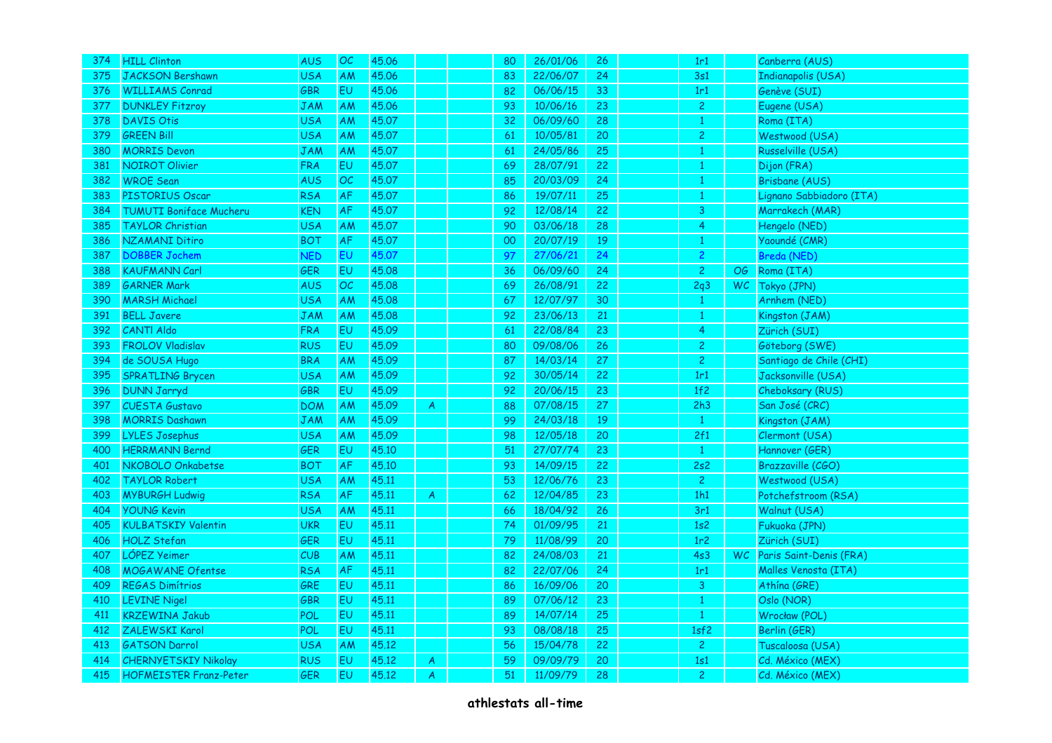| | | | | | | | | | | | | | |
|---|---|---|---|---|---|---|---|---|---|---|---|---|---|
| 374 | HILL Clinton | AUS | OC | 45.06 | | | 80 | 26/01/06 | 26 | | 1r1 | | Canberra (AUS) |
| 375 | JACKSON Bershawn | USA | AM | 45.06 | | | 83 | 22/06/07 | 24 | | 3s1 | | Indianapolis (USA) |
| 376 | WILLIAMS Conrad | GBR | EU | 45.06 | | | 82 | 06/06/15 | 33 | | 1r1 | | Genève (SUI) |
| 377 | DUNKLEY Fitzroy | JAM | AM | 45.06 | | | 93 | 10/06/16 | 23 | | 2 | | Eugene (USA) |
| 378 | DAVIS Otis | USA | AM | 45.07 | | | 32 | 06/09/60 | 28 | | 1 | | Roma (ITA) |
| 379 | GREEN Bill | USA | AM | 45.07 | | | 61 | 10/05/81 | 20 | | 2 | | Westwood (USA) |
| 380 | MORRIS Devon | JAM | AM | 45.07 | | | 61 | 24/05/86 | 25 | | 1 | | Russelville (USA) |
| 381 | NOIROT Olivier | FRA | EU | 45.07 | | | 69 | 28/07/91 | 22 | | 1 | | Dijon (FRA) |
| 382 | WROE Sean | AUS | OC | 45.07 | | | 85 | 20/03/09 | 24 | | 1 | | Brisbane (AUS) |
| 383 | PISTORIUS Oscar | RSA | AF | 45.07 | | | 86 | 19/07/11 | 25 | | 1 | | Lignano Sabbiadoro (ITA) |
| 384 | TUMUTI Boniface Mucheru | KEN | AF | 45.07 | | | 92 | 12/08/14 | 22 | | 3 | | Marrakech (MAR) |
| 385 | TAYLOR Christian | USA | AM | 45.07 | | | 90 | 03/06/18 | 28 | | 4 | | Hengelo (NED) |
| 386 | NZAMANI Ditiro | BOT | AF | 45.07 | | | 00 | 20/07/19 | 19 | | 1 | | Yaoundé (CMR) |
| 387 | DOBBER Jochem | NED | EU | 45.07 | | | 97 | 27/06/21 | 24 | | 2 | | Breda (NED) |
| 388 | KAUFMANN Carl | GER | EU | 45.08 | | | 36 | 06/09/60 | 24 | | 2 | OG | Roma (ITA) |
| 389 | GARNER Mark | AUS | OC | 45.08 | | | 69 | 26/08/91 | 22 | | 2q3 | WC | Tokyo (JPN) |
| 390 | MARSH Michael | USA | AM | 45.08 | | | 67 | 12/07/97 | 30 | | 1 | | Arnhem (NED) |
| 391 | BELL Javere | JAM | AM | 45.08 | | | 92 | 23/06/13 | 21 | | 1 | | Kingston (JAM) |
| 392 | CANTI Aldo | FRA | EU | 45.09 | | | 61 | 22/08/84 | 23 | | 4 | | Zürich (SUI) |
| 393 | FROLOV Vladislav | RUS | EU | 45.09 | | | 80 | 09/08/06 | 26 | | 2 | | Göteborg (SWE) |
| 394 | de SOUSA Hugo | BRA | AM | 45.09 | | | 87 | 14/03/14 | 27 | | 2 | | Santiago de Chile (CHI) |
| 395 | SPRATLING Brycen | USA | AM | 45.09 | | | 92 | 30/05/14 | 22 | | 1r1 | | Jacksonville (USA) |
| 396 | DUNN Jarryd | GBR | EU | 45.09 | | | 92 | 20/06/15 | 23 | | 1f2 | | Cheboksary (RUS) |
| 397 | CUESTA Gustavo | DOM | AM | 45.09 | A | | 88 | 07/08/15 | 27 | | 2h3 | | San José (CRC) |
| 398 | MORRIS Dashawn | JAM | AM | 45.09 | | | 99 | 24/03/18 | 19 | | 1 | | Kingston (JAM) |
| 399 | LYLES Josephus | USA | AM | 45.09 | | | 98 | 12/05/18 | 20 | | 2f1 | | Clermont (USA) |
| 400 | HERRMANN Bernd | GER | EU | 45.10 | | | 51 | 27/07/74 | 23 | | 1 | | Hannover (GER) |
| 401 | NKOBOLO Onkabetse | BOT | AF | 45.10 | | | 93 | 14/09/15 | 22 | | 2s2 | | Brazzaville (CGO) |
| 402 | TAYLOR Robert | USA | AM | 45.11 | | | 53 | 12/06/76 | 23 | | 2 | | Westwood (USA) |
| 403 | MYBURGH Ludwig | RSA | AF | 45.11 | A | | 62 | 12/04/85 | 23 | | 1h1 | | Potchefstroom (RSA) |
| 404 | YOUNG Kevin | USA | AM | 45.11 | | | 66 | 18/04/92 | 26 | | 3r1 | | Walnut (USA) |
| 405 | KULBATSKIY Valentin | UKR | EU | 45.11 | | | 74 | 01/09/95 | 21 | | 1s2 | | Fukuoka (JPN) |
| 406 | HOLZ Stefan | GER | EU | 45.11 | | | 79 | 11/08/99 | 20 | | 1r2 | | Zürich (SUI) |
| 407 | LÓPEZ Yeimer | CUB | AM | 45.11 | | | 82 | 24/08/03 | 21 | | 4s3 | WC | Paris Saint-Denis (FRA) |
| 408 | MOGAWANE Ofentse | RSA | AF | 45.11 | | | 82 | 22/07/06 | 24 | | 1r1 | | Malles Venosta (ITA) |
| 409 | REGAS Dimítrios | GRE | EU | 45.11 | | | 86 | 16/09/06 | 20 | | 3 | | Athína (GRE) |
| 410 | LEVINE Nigel | GBR | EU | 45.11 | | | 89 | 07/06/12 | 23 | | 1 | | Oslo (NOR) |
| 411 | KRZEWINA Jakub | POL | EU | 45.11 | | | 89 | 14/07/14 | 25 | | 1 | | Wrocław (POL) |
| 412 | ZALEWSKI Karol | POL | EU | 45.11 | | | 93 | 08/08/18 | 25 | | 1sf2 | | Berlin (GER) |
| 413 | GATSON Darrol | USA | AM | 45.12 | | | 56 | 15/04/78 | 22 | | 2 | | Tuscaloosa (USA) |
| 414 | CHERNYETSKIY Nikolay | RUS | EU | 45.12 | A | | 59 | 09/09/79 | 20 | | 1s1 | | Cd. México (MEX) |
| 415 | HOFMEISTER Franz-Peter | GER | EU | 45.12 | A | | 51 | 11/09/79 | 28 | | 2 | | Cd. México (MEX) |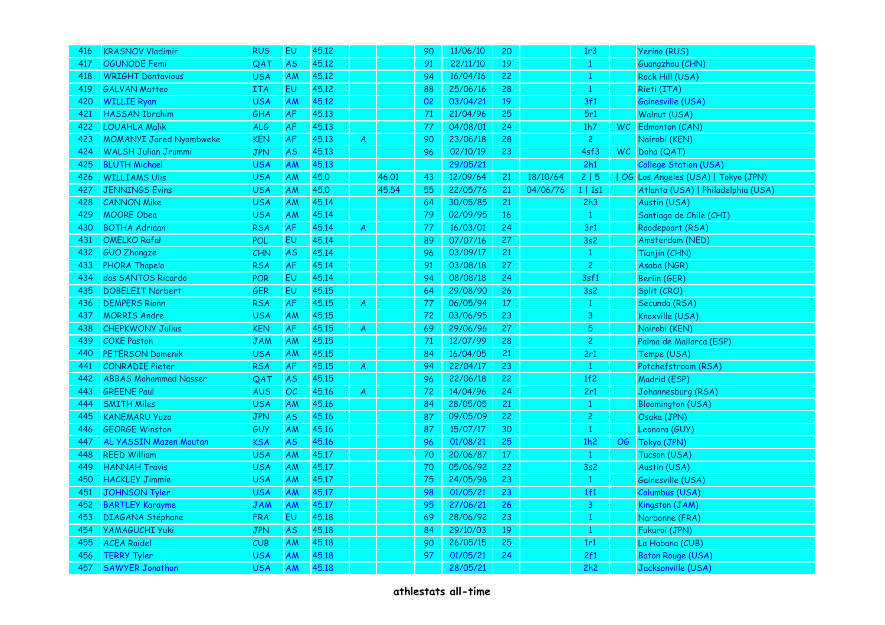| 416 | KRASNOV Vladimir | RUS | EU | 45.12 | | | 90 | 11/06/10 | 20 | | 1r3 | | Yerino (RUS) |
|---|---|---|---|---|---|---|---|---|---|---|---|---|---|
| 417 | OGUNODE Femi | QAT | AS | 45.12 | | | 91 | 22/11/10 | 19 | | 1 | | Guangzhou (CHN) |
| 418 | WRIGHT Dontavious | USA | AM | 45.12 | | | 94 | 16/04/16 | 22 | | 1 | | Rock Hill (USA) |
| 419 | GALVAN Matteo | ITA | EU | 45.12 | | | 88 | 25/06/16 | 28 | | 1 | | Rieti (ITA) |
| 420 | WILLIE Ryan | USA | AM | 45.12 | | | 02 | 03/04/21 | 19 | | 3f1 | | Gainesville (USA) |
| 421 | HASSAN Ibrahim | GHA | AF | 45.13 | | | 71 | 21/04/96 | 25 | | 5r1 | | Walnut (USA) |
| 422 | LOUAHLA Malik | ALG | AF | 45.13 | | | 77 | 04/08/01 | 24 | | 1h7 | WC | Edmonton (CAN) |
| 423 | MOMANYI Jared Nyambweke | KEN | AF | 45.13 | A | | 90 | 23/06/18 | 28 | | 2 | | Nairobi (KEN) |
| 424 | WALSH Julian Jrummi | JPN | AS | 45.13 | | | 96 | 02/10/19 | 23 | | 4sf3 | WC | Doha (QAT) |
| 425 | BLUTH Michael | USA | AM | 45.13 | | | | 29/05/21 | | | 2h1 | | College Station (USA) |
| 426 | WILLIAMS Ulis | USA | AM | 45.0 | | 46.01 | 43 | 12/09/64 | 21 | 18/10/64 | 2 \| 5 | \| OG | Los Angeles (USA) \| Tokyo (JPN) |
| 427 | JENNINGS Evins | USA | AM | 45.0 | | 45.54 | 55 | 22/05/76 | 21 | 04/06/76 | 1 \| 1s1 | | Atlanta (USA) \| Philadelphia (USA) |
| 428 | CANNON Mike | USA | AM | 45.14 | | | 64 | 30/05/85 | 21 | | 2h3 | | Austin (USA) |
| 429 | MOORE Obea | USA | AM | 45.14 | | | 79 | 02/09/95 | 16 | | 1 | | Santiago de Chile (CHI) |
| 430 | BOTHA Adriaan | RSA | AF | 45.14 | A | | 77 | 16/03/01 | 24 | | 3r1 | | Roodepoort (RSA) |
| 431 | OMELKO Rafał | POL | EU | 45.14 | | | 89 | 07/07/16 | 27 | | 3s2 | | Amsterdam (NED) |
| 432 | GUO Zhongze | CHN | AS | 45.14 | | | 96 | 03/09/17 | 21 | | 1 | | Tianjin (CHN) |
| 433 | PHORA Thapelo | RSA | AF | 45.14 | | | 91 | 03/08/18 | 27 | | 2 | | Asaba (NGR) |
| 434 | dos SANTOS Ricardo | POR | EU | 45.14 | | | 94 | 08/08/18 | 24 | | 3sf1 | | Berlin (GER) |
| 435 | DOBELEIT Norbert | GER | EU | 45.15 | | | 64 | 29/08/90 | 26 | | 3s2 | | Split (CRO) |
| 436 | DEMPERS Riann | RSA | AF | 45.15 | A | | 77 | 06/05/94 | 17 | | 1 | | Secunda (RSA) |
| 437 | MORRIS Andre | USA | AM | 45.15 | | | 72 | 03/06/95 | 23 | | 3 | | Knoxville (USA) |
| 438 | CHEPKWONY Julius | KEN | AF | 45.15 | A | | 69 | 29/06/96 | 27 | | 5 | | Nairobi (KEN) |
| 439 | COKE Paston | JAM | AM | 45.15 | | | 71 | 12/07/99 | 28 | | 2 | | Palma de Mallorca (ESP) |
| 440 | PETERSON Domenik | USA | AM | 45.15 | | | 84 | 16/04/05 | 21 | | 2r1 | | Tempe (USA) |
| 441 | CONRADIE Pieter | RSA | AF | 45.15 | A | | 94 | 22/04/17 | 23 | | 1 | | Potchefstroom (RSA) |
| 442 | ABBAS Mohammad Nasser | QAT | AS | 45.15 | | | 96 | 22/06/18 | 22 | | 1f2 | | Madrid (ESP) |
| 443 | GREENE Paul | AUS | OC | 45.16 | A | | 72 | 14/04/96 | 24 | | 2r1 | | Johannesburg (RSA) |
| 444 | SMITH Miles | USA | AM | 45.16 | | | 84 | 28/05/05 | 21 | | 1 | | Bloomington (USA) |
| 445 | KANEMARU Yuzo | JPN | AS | 45.16 | | | 87 | 09/05/09 | 22 | | 2 | | Osaka (JPN) |
| 446 | GEORGE Winston | GUY | AM | 45.16 | | | 87 | 15/07/17 | 30 | | 1 | | Leonora (GUY) |
| 447 | AL YASSIN Mazen Moutan | KSA | AS | 45.16 | | | 96 | 01/08/21 | 25 | | 1h2 | OG | Tokyo (JPN) |
| 448 | REED William | USA | AM | 45.17 | | | 70 | 20/06/87 | 17 | | 1 | | Tucson (USA) |
| 449 | HANNAH Travis | USA | AM | 45.17 | | | 70 | 05/06/92 | 22 | | 3s2 | | Austin (USA) |
| 450 | HACKLEY Jimmie | USA | AM | 45.17 | | | 75 | 24/05/98 | 23 | | 1 | | Gainesville (USA) |
| 451 | JOHNSON Tyler | USA | AM | 45.17 | | | 98 | 01/05/21 | 23 | | 1f1 | | Columbus (USA) |
| 452 | BARTLEY Karayme | JAM | AM | 45.17 | | | 95 | 27/06/21 | 26 | | 3 | | Kingston (JAM) |
| 453 | DIAGANA Stéphane | FRA | EU | 45.18 | | | 69 | 28/06/92 | 23 | | 1 | | Narbonne (FRA) |
| 454 | YAMAGUCHI Yuki | JPN | AS | 45.18 | | | 84 | 29/10/03 | 19 | | 1 | | Fukuroi (JPN) |
| 455 | ACEA Raidel | CUB | AM | 45.18 | | | 90 | 26/05/15 | 25 | | 1r1 | | La Habana (CUB) |
| 456 | TERRY Tyler | USA | AM | 45.18 | | | 97 | 01/05/21 | 24 | | 2f1 | | Baton Rouge (USA) |
| 457 | SAWYER Jonathon | USA | AM | 45.18 | | | | 28/05/21 | | | 2h2 | | Jacksonville (USA) |

**athlestats all-time**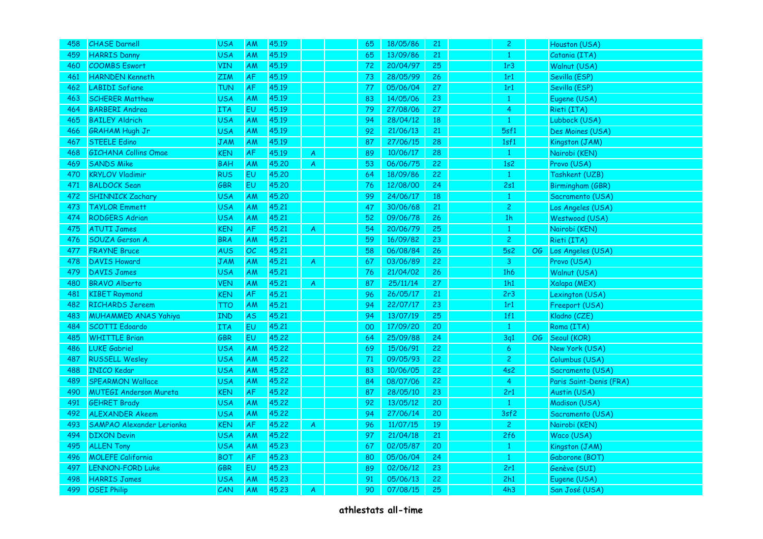| | | | | | | | | | | | | | |
|---|---|---|---|---|---|---|---|---|---|---|---|---|---|
| 458 | CHASE Darnell | USA | AM | 45.19 | | | 65 | 18/05/86 | 21 | | 2 | | Houston (USA) |
| 459 | HARRIS Danny | USA | AM | 45.19 | | | 65 | 13/09/86 | 21 | | 1 | | Catania (ITA) |
| 460 | COOMBS Eswort | VIN | AM | 45.19 | | | 72 | 20/04/97 | 25 | | 1r3 | | Walnut (USA) |
| 461 | HARNDEN Kenneth | ZIM | AF | 45.19 | | | 73 | 28/05/99 | 26 | | 1r1 | | Sevilla (ESP) |
| 462 | LABIDI Sofiane | TUN | AF | 45.19 | | | 77 | 05/06/04 | 27 | | 1r1 | | Sevilla (ESP) |
| 463 | SCHERER Matthew | USA | AM | 45.19 | | | 83 | 14/05/06 | 23 | | 1 | | Eugene (USA) |
| 464 | BARBERI Andrea | ITA | EU | 45.19 | | | 79 | 27/08/06 | 27 | | 4 | | Rieti (ITA) |
| 465 | BAILEY Aldrich | USA | AM | 45.19 | | | 94 | 28/04/12 | 18 | | 1 | | Lubbock (USA) |
| 466 | GRAHAM Hugh Jr | USA | AM | 45.19 | | | 92 | 21/06/13 | 21 | | 5sf1 | | Des Moines (USA) |
| 467 | STEELE Edino | JAM | AM | 45.19 | | | 87 | 27/06/15 | 28 | | 1sf1 | | Kingston (JAM) |
| 468 | GICHANA Collins Omae | KEN | AF | 45.19 | A | | 89 | 10/06/17 | 28 | | 1 | | Nairobi (KEN) |
| 469 | SANDS Mike | BAH | AM | 45.20 | A | | 53 | 06/06/75 | 22 | | 1s2 | | Provo (USA) |
| 470 | KRYLOV Vladimir | RUS | EU | 45.20 | | | 64 | 18/09/86 | 22 | | 1 | | Tashkent (UZB) |
| 471 | BALDOCK Sean | GBR | EU | 45.20 | | | 76 | 12/08/00 | 24 | | 2s1 | | Birmingham (GBR) |
| 472 | SHINNICK Zachary | USA | AM | 45.20 | | | 99 | 24/06/17 | 18 | | 1 | | Sacramento (USA) |
| 473 | TAYLOR Emmett | USA | AM | 45.21 | | | 47 | 30/06/68 | 21 | | 2 | | Los Angeles (USA) |
| 474 | RODGERS Adrian | USA | AM | 45.21 | | | 52 | 09/06/78 | 26 | | 1h | | Westwood (USA) |
| 475 | ATUTI James | KEN | AF | 45.21 | A | | 54 | 20/06/79 | 25 | | 1 | | Nairobi (KEN) |
| 476 | SOUZA Gerson A. | BRA | AM | 45.21 | | | 59 | 16/09/82 | 23 | | 2 | | Rieti (ITA) |
| 477 | FRAYNE Bruce | AUS | OC | 45.21 | | | 58 | 06/08/84 | 26 | | 5s2 | OG | Los Angeles (USA) |
| 478 | DAVIS Howard | JAM | AM | 45.21 | A | | 67 | 03/06/89 | 22 | | 3 | | Provo (USA) |
| 479 | DAVIS James | USA | AM | 45.21 | | | 76 | 21/04/02 | 26 | | 1h6 | | Walnut (USA) |
| 480 | BRAVO Alberto | VEN | AM | 45.21 | A | | 87 | 25/11/14 | 27 | | 1h1 | | Xalapa (MEX) |
| 481 | KIBET Raymond | KEN | AF | 45.21 | | | 96 | 26/05/17 | 21 | | 2r3 | | Lexington (USA) |
| 482 | RICHARDS Jereem | TTO | AM | 45.21 | | | 94 | 22/07/17 | 23 | | 1r1 | | Freeport (USA) |
| 483 | MUHAMMED ANAS Yahiya | IND | AS | 45.21 | | | 94 | 13/07/19 | 25 | | 1f1 | | Kladno (CZE) |
| 484 | SCOTTI Edoardo | ITA | EU | 45.21 | | | 00 | 17/09/20 | 20 | | 1 | | Roma (ITA) |
| 485 | WHITTLE Brian | GBR | EU | 45.22 | | | 64 | 25/09/88 | 24 | | 3q1 | OG | Seoul (KOR) |
| 486 | LUKE Gabriel | USA | AM | 45.22 | | | 69 | 15/06/91 | 22 | | 6 | | New York (USA) |
| 487 | RUSSELL Wesley | USA | AM | 45.22 | | | 71 | 09/05/93 | 22 | | 2 | | Columbus (USA) |
| 488 | INICO Kedar | USA | AM | 45.22 | | | 83 | 10/06/05 | 22 | | 4s2 | | Sacramento (USA) |
| 489 | SPEARMON Wallace | USA | AM | 45.22 | | | 84 | 08/07/06 | 22 | | 4 | | Paris Saint-Denis (FRA) |
| 490 | MUTEGI Anderson Mureta | KEN | AF | 45.22 | | | 87 | 28/05/10 | 23 | | 2r1 | | Austin (USA) |
| 491 | GEHRET Brady | USA | AM | 45.22 | | | 92 | 13/05/12 | 20 | | 1 | | Madison (USA) |
| 492 | ALEXANDER Akeem | USA | AM | 45.22 | | | 94 | 27/06/14 | 20 | | 3sf2 | | Sacramento (USA) |
| 493 | SAMPAO Alexander Lerionka | KEN | AF | 45.22 | A | | 96 | 11/07/15 | 19 | | 2 | | Nairobi (KEN) |
| 494 | DIXON Devin | USA | AM | 45.22 | | | 97 | 21/04/18 | 21 | | 2f6 | | Waco (USA) |
| 495 | ALLEN Tony | USA | AM | 45.23 | | | 67 | 02/05/87 | 20 | | 1 | | Kingston (JAM) |
| 496 | MOLEFE California | BOT | AF | 45.23 | | | 80 | 05/06/04 | 24 | | 1 | | Gaborone (BOT) |
| 497 | LENNON-FORD Luke | GBR | EU | 45.23 | | | 89 | 02/06/12 | 23 | | 2r1 | | Genève (SUI) |
| 498 | HARRIS James | USA | AM | 45.23 | | | 91 | 05/06/13 | 22 | | 2h1 | | Eugene (USA) |
| 499 | OSEI Philip | CAN | AM | 45.23 | A | | 90 | 07/08/15 | 25 | | 4h3 | | San José (USA) |

**athlestats all-time**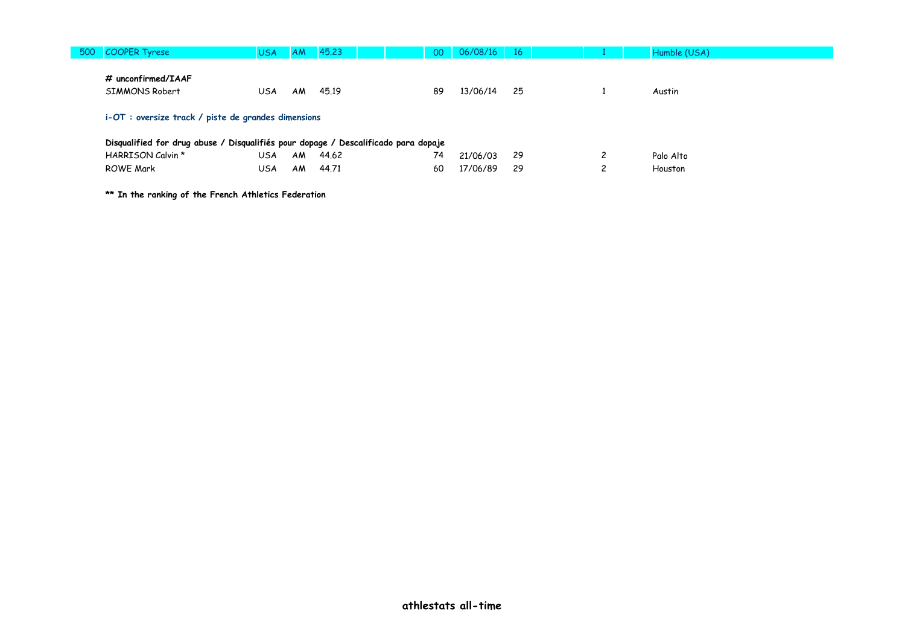| | | | | | | | | | | | | | |
|---|---|---|---|---|---|---|---|---|---|---|---|---|---|
| 500 | COOPER Tyrese | USA | AM | 45.23 | | | 00 | 06/08/16 | 16 | | 1 | | Humble (USA) |

**# unconfirmed/IAAF**

| | | | | | | | | | |
|---|---|---|---|---|---|---|---|---|---|
| SIMMONS Robert | USA | AM | 45.19 | 89 | 13/06/14 | 25 | 1 | Austin |

**i-OT : oversize track / piste de grandes dimensions**

**Disqualified for drug abuse / Disqualifiés pour dopage / Descalificado para dopaje**

| | | | | | | | | |
|---|---|---|---|---|---|---|---|---|
| HARRISON Calvin * | USA | AM | 44.62 | 74 | 21/06/03 | 29 | 2 | Palo Alto |
| ROWE Mark | USA | AM | 44.71 | 60 | 17/06/89 | 29 | 2 | Houston |

**** In the ranking of the French Athletics Federation**